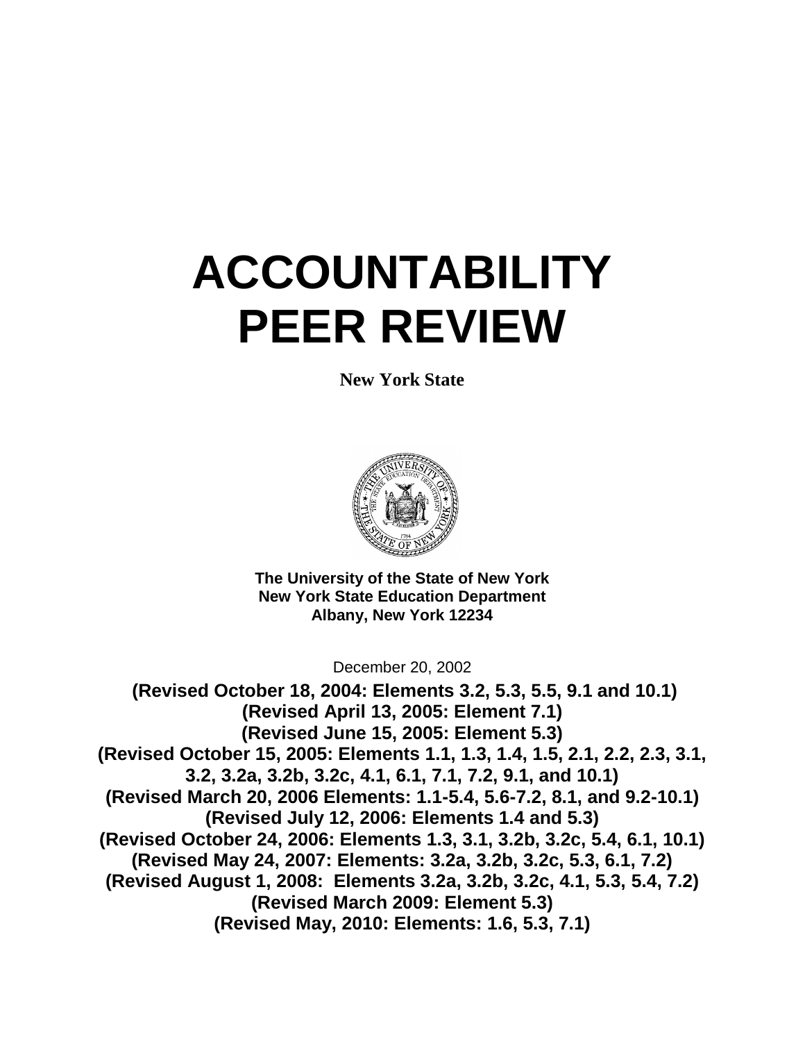# ACCOUNTABILITY PEER REVIEW

**New York State**

**The University of the State of New York**
**New York State Education Department**
**Albany, New York 12234**

December 20, 2002

**(Revised October 18, 2004: Elements 3.2, 5.3, 5.5, 9.1 and 10.1)**
**(Revised April 13, 2005: Element 7.1)**
**(Revised June 15, 2005: Element 5.3)**
**(Revised October 15, 2005: Elements 1.1, 1.3, 1.4, 1.5, 2.1, 2.2, 2.3, 3.1, 3.2, 3.2a, 3.2b, 3.2c, 4.1, 6.1, 7.1, 7.2, 9.1, and 10.1)**
**(Revised March 20, 2006 Elements: 1.1-5.4, 5.6-7.2, 8.1, and 9.2-10.1)**
**(Revised July 12, 2006: Elements 1.4 and 5.3)**
**(Revised October 24, 2006: Elements 1.3, 3.1, 3.2b, 3.2c, 5.4, 6.1, 10.1)**
**(Revised May 24, 2007: Elements: 3.2a, 3.2b, 3.2c, 5.3, 6.1, 7.2)**
**(Revised August 1, 2008: Elements 3.2a, 3.2b, 3.2c, 4.1, 5.3, 5.4, 7.2)**
**(Revised March 2009: Element 5.3)**
**(Revised May, 2010: Elements: 1.6, 5.3, 7.1)**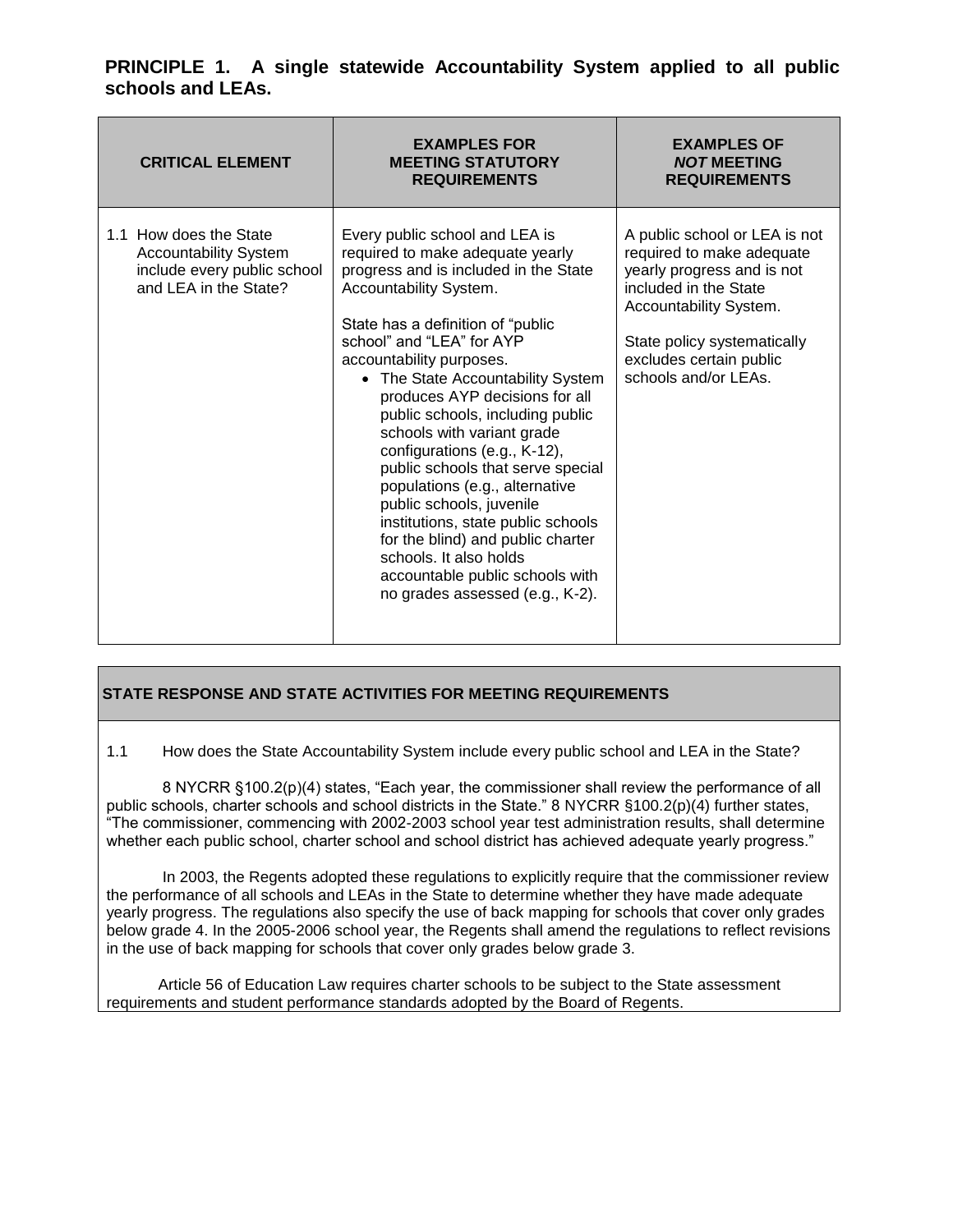**PRINCIPLE 1. A single statewide Accountability System applied to all public schools and LEAs.**

| CRITICAL ELEMENT | EXAMPLES FOR MEETING STATUTORY REQUIREMENTS | EXAMPLES OF *NOT* MEETING REQUIREMENTS |
|---|---|---|
| 1.1 How does the State Accountability System include every public school and LEA in the State? | Every public school and LEA is required to make adequate yearly progress and is included in the State Accountability System.<br><br>State has a definition of "public school" and "LEA" for AYP accountability purposes.<br>• The State Accountability System produces AYP decisions for all public schools, including public schools with variant grade configurations (e.g., K-12), public schools that serve special populations (e.g., alternative public schools, juvenile institutions, state public schools for the blind) and public charter schools. It also holds accountable public schools with no grades assessed (e.g., K-2). | A public school or LEA is not required to make adequate yearly progress and is not included in the State Accountability System.<br><br>State policy systematically excludes certain public schools and/or LEAs. |

**STATE RESPONSE AND STATE ACTIVITIES FOR MEETING REQUIREMENTS**

1.1 How does the State Accountability System include every public school and LEA in the State?

8 NYCRR §100.2(p)(4) states, "Each year, the commissioner shall review the performance of all public schools, charter schools and school districts in the State." 8 NYCRR §100.2(p)(4) further states, "The commissioner, commencing with 2002-2003 school year test administration results, shall determine whether each public school, charter school and school district has achieved adequate yearly progress."

In 2003, the Regents adopted these regulations to explicitly require that the commissioner review the performance of all schools and LEAs in the State to determine whether they have made adequate yearly progress. The regulations also specify the use of back mapping for schools that cover only grades below grade 4. In the 2005-2006 school year, the Regents shall amend the regulations to reflect revisions in the use of back mapping for schools that cover only grades below grade 3.

Article 56 of Education Law requires charter schools to be subject to the State assessment requirements and student performance standards adopted by the Board of Regents.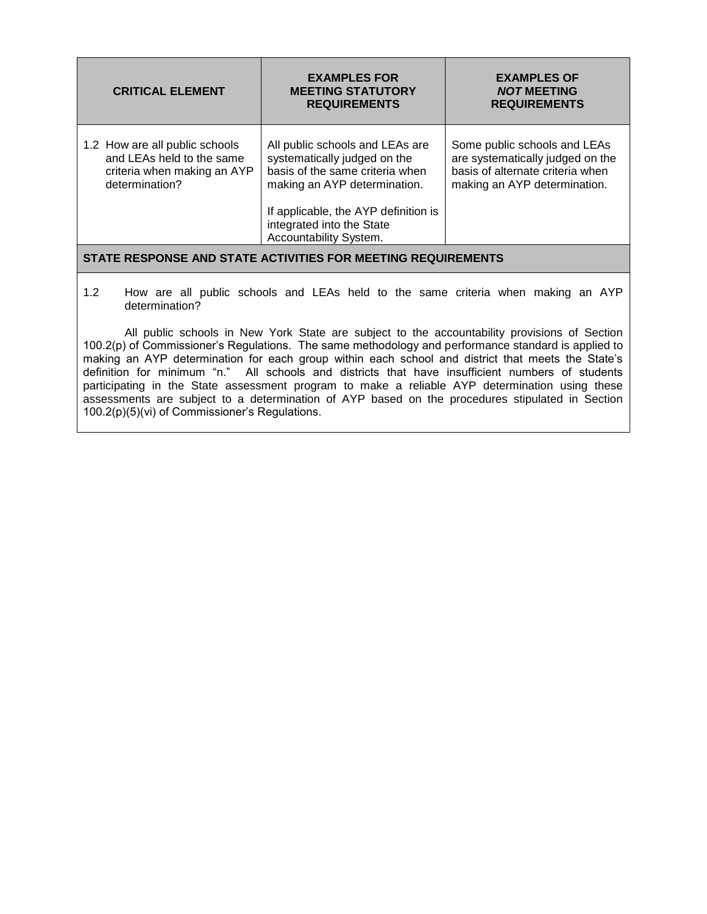| CRITICAL ELEMENT | EXAMPLES FOR MEETING STATUTORY REQUIREMENTS | EXAMPLES OF *NOT* MEETING REQUIREMENTS |
|---|---|---|
| 1.2 How are all public schools and LEAs held to the same criteria when making an AYP determination? | All public schools and LEAs are systematically judged on the basis of the same criteria when making an AYP determination.<br><br>If applicable, the AYP definition is integrated into the State Accountability System. | Some public schools and LEAs are systematically judged on the basis of alternate criteria when making an AYP determination. |

**STATE RESPONSE AND STATE ACTIVITIES FOR MEETING REQUIREMENTS**

1.2 How are all public schools and LEAs held to the same criteria when making an AYP determination?

All public schools in New York State are subject to the accountability provisions of Section 100.2(p) of Commissioner's Regulations. The same methodology and performance standard is applied to making an AYP determination for each group within each school and district that meets the State's definition for minimum "n." All schools and districts that have insufficient numbers of students participating in the State assessment program to make a reliable AYP determination using these assessments are subject to a determination of AYP based on the procedures stipulated in Section 100.2(p)(5)(vi) of Commissioner's Regulations.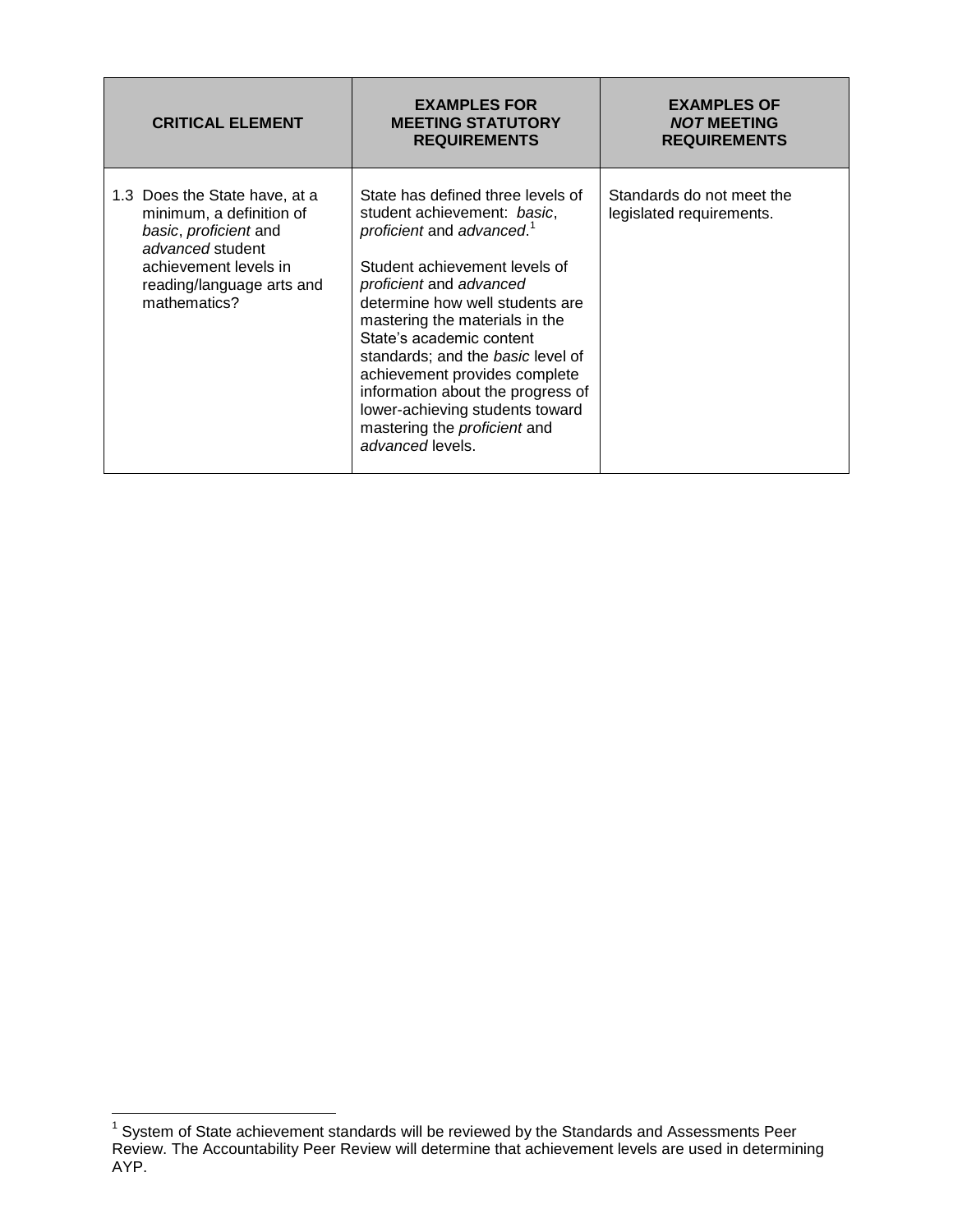| CRITICAL ELEMENT | EXAMPLES FOR MEETING STATUTORY REQUIREMENTS | EXAMPLES OF *NOT* MEETING REQUIREMENTS |
| --- | --- | --- |
| 1.3 Does the State have, at a minimum, a definition of *basic*, *proficient* and *advanced* student achievement levels in reading/language arts and mathematics? | State has defined three levels of student achievement: *basic*, *proficient* and *advanced*.[1]<br><br>Student achievement levels of *proficient* and *advanced* determine how well students are mastering the materials in the State's academic content standards; and the *basic* level of achievement provides complete information about the progress of lower-achieving students toward mastering the *proficient* and *advanced* levels. | Standards do not meet the legislated requirements. |

[1] System of State achievement standards will be reviewed by the Standards and Assessments Peer Review. The Accountability Peer Review will determine that achievement levels are used in determining AYP.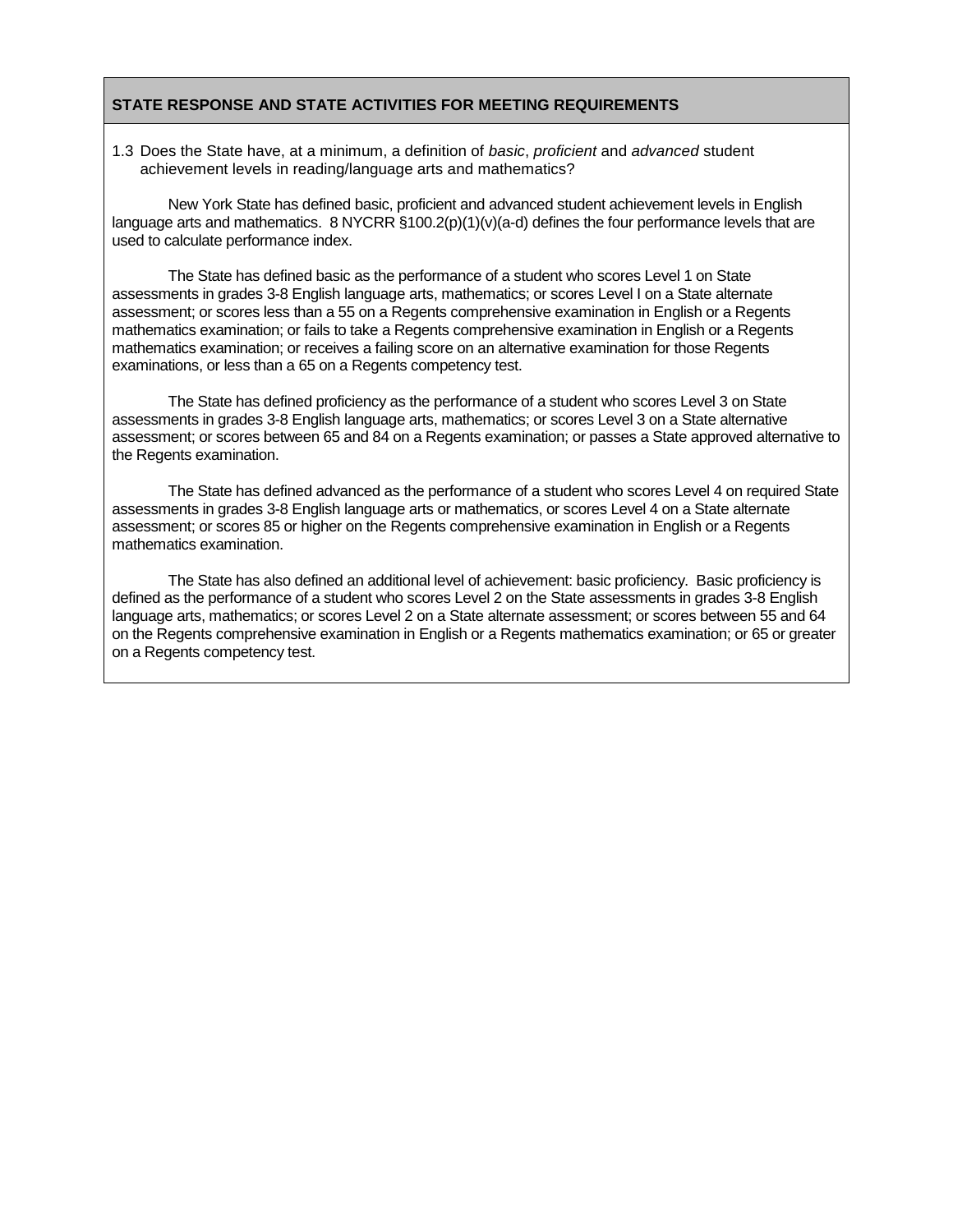## STATE RESPONSE AND STATE ACTIVITIES FOR MEETING REQUIREMENTS

1.3 Does the State have, at a minimum, a definition of *basic*, *proficient* and *advanced* student achievement levels in reading/language arts and mathematics?

New York State has defined basic, proficient and advanced student achievement levels in English language arts and mathematics. 8 NYCRR §100.2(p)(1)(v)(a-d) defines the four performance levels that are used to calculate performance index.

The State has defined basic as the performance of a student who scores Level 1 on State assessments in grades 3-8 English language arts, mathematics; or scores Level I on a State alternate assessment; or scores less than a 55 on a Regents comprehensive examination in English or a Regents mathematics examination; or fails to take a Regents comprehensive examination in English or a Regents mathematics examination; or receives a failing score on an alternative examination for those Regents examinations, or less than a 65 on a Regents competency test.

The State has defined proficiency as the performance of a student who scores Level 3 on State assessments in grades 3-8 English language arts, mathematics; or scores Level 3 on a State alternative assessment; or scores between 65 and 84 on a Regents examination; or passes a State approved alternative to the Regents examination.

The State has defined advanced as the performance of a student who scores Level 4 on required State assessments in grades 3-8 English language arts or mathematics, or scores Level 4 on a State alternate assessment; or scores 85 or higher on the Regents comprehensive examination in English or a Regents mathematics examination.

The State has also defined an additional level of achievement: basic proficiency. Basic proficiency is defined as the performance of a student who scores Level 2 on the State assessments in grades 3-8 English language arts, mathematics; or scores Level 2 on a State alternate assessment; or scores between 55 and 64 on the Regents comprehensive examination in English or a Regents mathematics examination; or 65 or greater on a Regents competency test.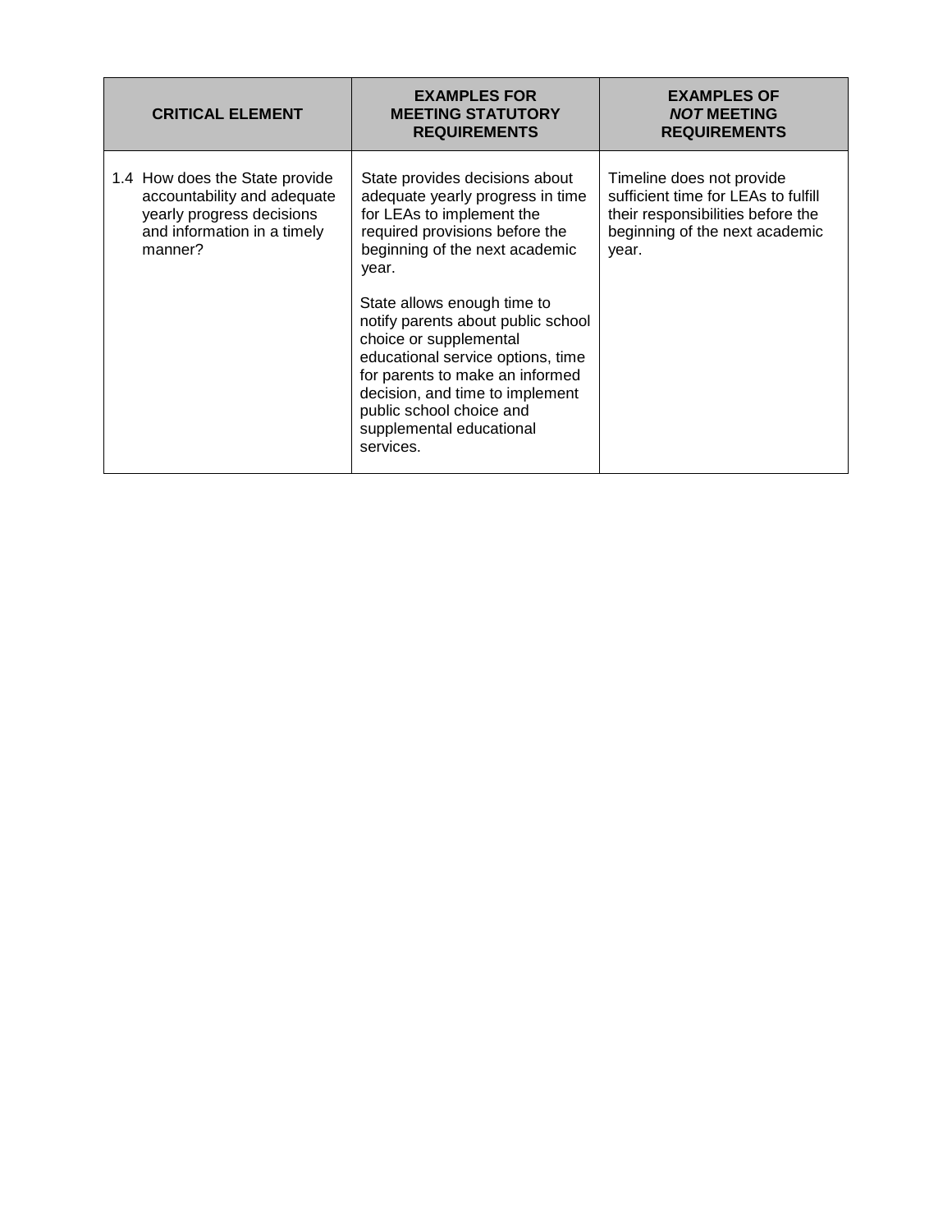| CRITICAL ELEMENT | EXAMPLES FOR MEETING STATUTORY REQUIREMENTS | EXAMPLES OF *NOT* MEETING REQUIREMENTS |
|---|---|---|
| 1.4 How does the State provide accountability and adequate yearly progress decisions and information in a timely manner? | State provides decisions about adequate yearly progress in time for LEAs to implement the required provisions before the beginning of the next academic year.<br><br>State allows enough time to notify parents about public school choice or supplemental educational service options, time for parents to make an informed decision, and time to implement public school choice and supplemental educational services. | Timeline does not provide sufficient time for LEAs to fulfill their responsibilities before the beginning of the next academic year. |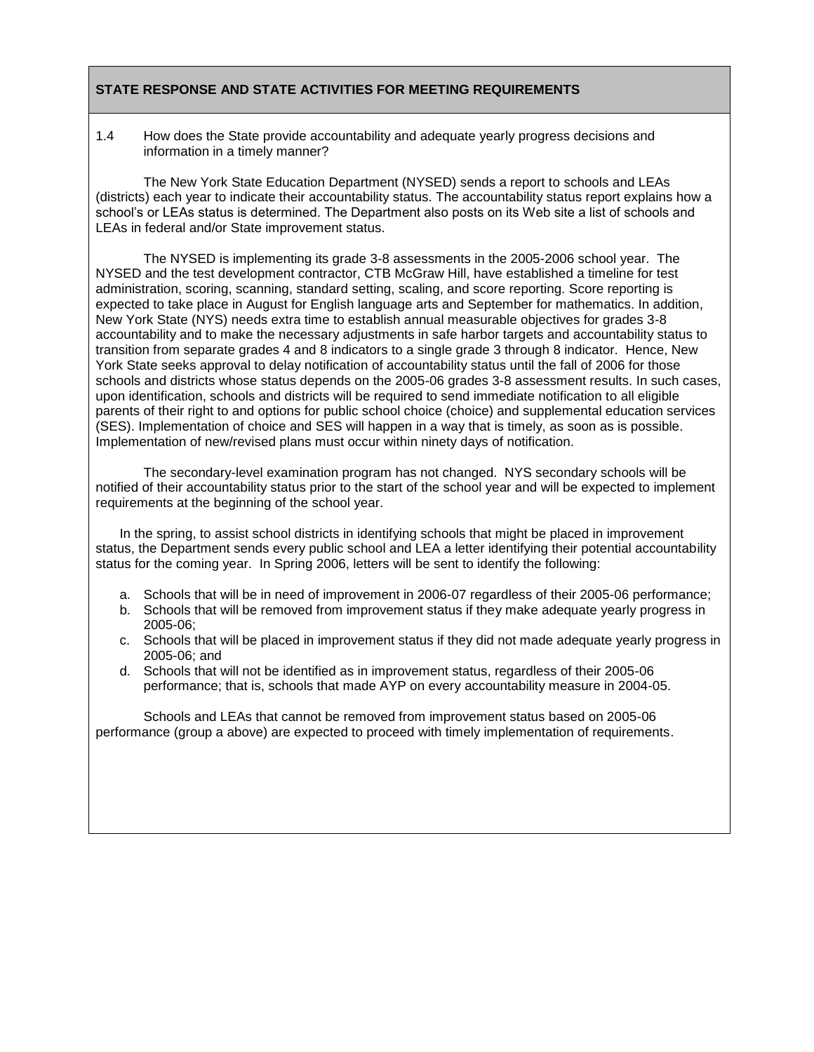## STATE RESPONSE AND STATE ACTIVITIES FOR MEETING REQUIREMENTS

1.4 How does the State provide accountability and adequate yearly progress decisions and information in a timely manner?

The New York State Education Department (NYSED) sends a report to schools and LEAs (districts) each year to indicate their accountability status. The accountability status report explains how a school's or LEAs status is determined. The Department also posts on its Web site a list of schools and LEAs in federal and/or State improvement status.

The NYSED is implementing its grade 3-8 assessments in the 2005-2006 school year. The NYSED and the test development contractor, CTB McGraw Hill, have established a timeline for test administration, scoring, scanning, standard setting, scaling, and score reporting. Score reporting is expected to take place in August for English language arts and September for mathematics. In addition, New York State (NYS) needs extra time to establish annual measurable objectives for grades 3-8 accountability and to make the necessary adjustments in safe harbor targets and accountability status to transition from separate grades 4 and 8 indicators to a single grade 3 through 8 indicator. Hence, New York State seeks approval to delay notification of accountability status until the fall of 2006 for those schools and districts whose status depends on the 2005-06 grades 3-8 assessment results. In such cases, upon identification, schools and districts will be required to send immediate notification to all eligible parents of their right to and options for public school choice (choice) and supplemental education services (SES). Implementation of choice and SES will happen in a way that is timely, as soon as is possible. Implementation of new/revised plans must occur within ninety days of notification.

The secondary-level examination program has not changed. NYS secondary schools will be notified of their accountability status prior to the start of the school year and will be expected to implement requirements at the beginning of the school year.

In the spring, to assist school districts in identifying schools that might be placed in improvement status, the Department sends every public school and LEA a letter identifying their potential accountability status for the coming year. In Spring 2006, letters will be sent to identify the following:

a. Schools that will be in need of improvement in 2006-07 regardless of their 2005-06 performance;
b. Schools that will be removed from improvement status if they make adequate yearly progress in 2005-06;
c. Schools that will be placed in improvement status if they did not made adequate yearly progress in 2005-06; and
d. Schools that will not be identified as in improvement status, regardless of their 2005-06 performance; that is, schools that made AYP on every accountability measure in 2004-05.

Schools and LEAs that cannot be removed from improvement status based on 2005-06 performance (group a above) are expected to proceed with timely implementation of requirements.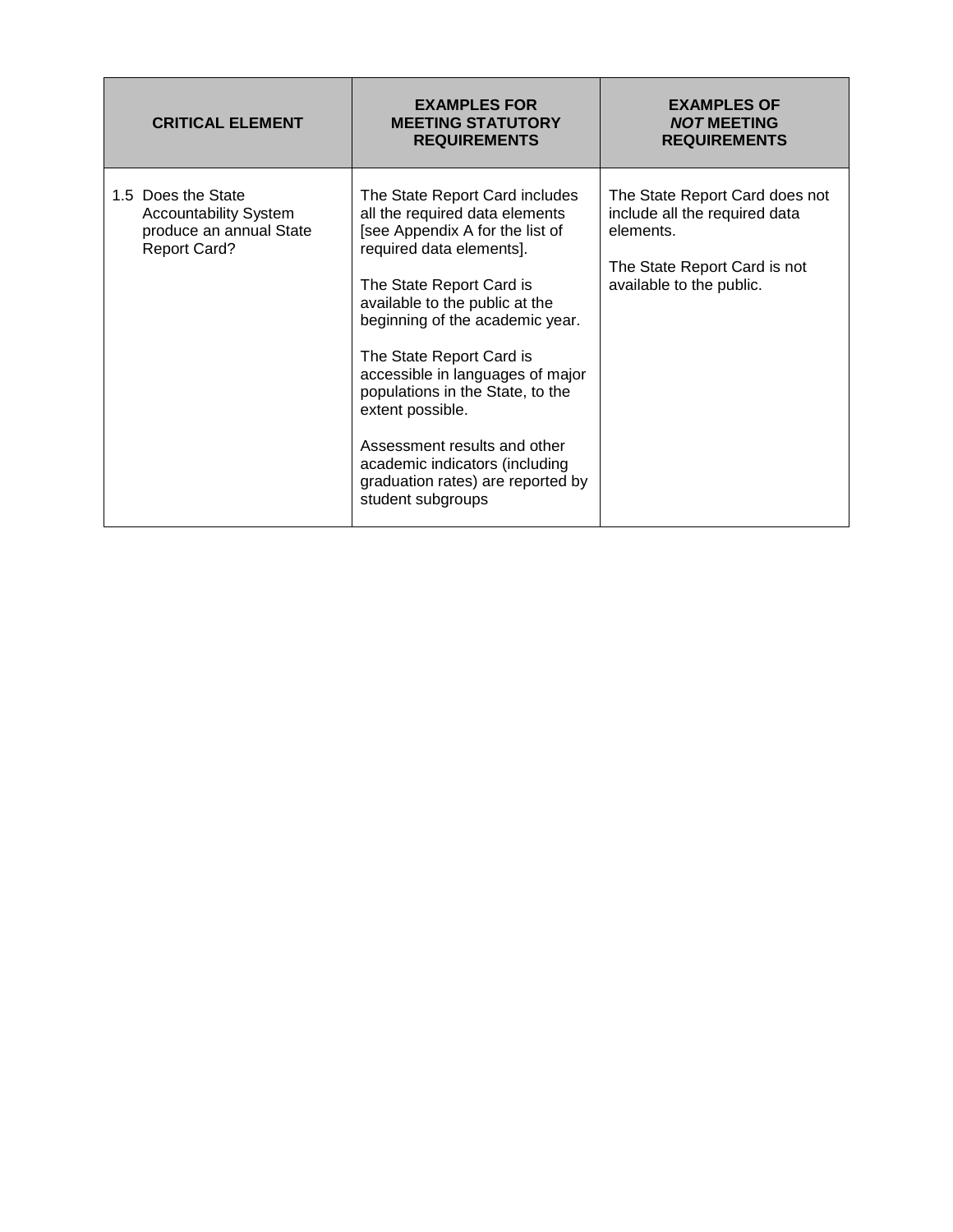| CRITICAL ELEMENT | EXAMPLES FOR MEETING STATUTORY REQUIREMENTS | EXAMPLES OF *NOT* MEETING REQUIREMENTS |
|---|---|---|
| 1.5 Does the State Accountability System produce an annual State Report Card? | The State Report Card includes all the required data elements [see Appendix A for the list of required data elements].<br><br>The State Report Card is available to the public at the beginning of the academic year.<br><br>The State Report Card is accessible in languages of major populations in the State, to the extent possible.<br><br>Assessment results and other academic indicators (including graduation rates) are reported by student subgroups | The State Report Card does not include all the required data elements.<br><br>The State Report Card is not available to the public. |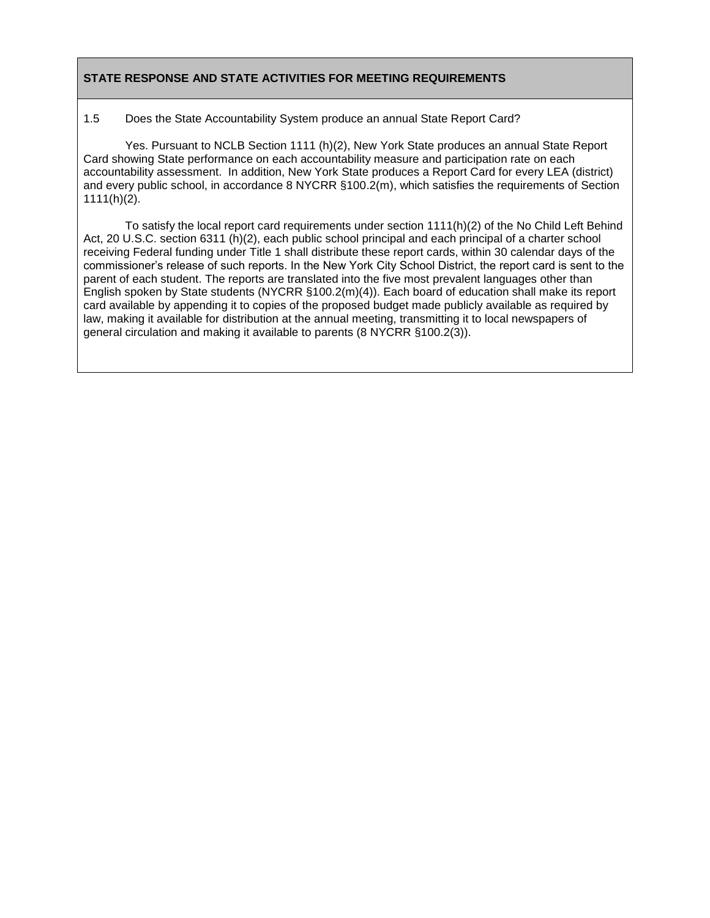**STATE RESPONSE AND STATE ACTIVITIES FOR MEETING REQUIREMENTS**

1.5 Does the State Accountability System produce an annual State Report Card?

Yes. Pursuant to NCLB Section 1111 (h)(2), New York State produces an annual State Report Card showing State performance on each accountability measure and participation rate on each accountability assessment. In addition, New York State produces a Report Card for every LEA (district) and every public school, in accordance 8 NYCRR §100.2(m), which satisfies the requirements of Section 1111(h)(2).

To satisfy the local report card requirements under section 1111(h)(2) of the No Child Left Behind Act, 20 U.S.C. section 6311 (h)(2), each public school principal and each principal of a charter school receiving Federal funding under Title 1 shall distribute these report cards, within 30 calendar days of the commissioner's release of such reports. In the New York City School District, the report card is sent to the parent of each student. The reports are translated into the five most prevalent languages other than English spoken by State students (NYCRR §100.2(m)(4)). Each board of education shall make its report card available by appending it to copies of the proposed budget made publicly available as required by law, making it available for distribution at the annual meeting, transmitting it to local newspapers of general circulation and making it available to parents (8 NYCRR §100.2(3)).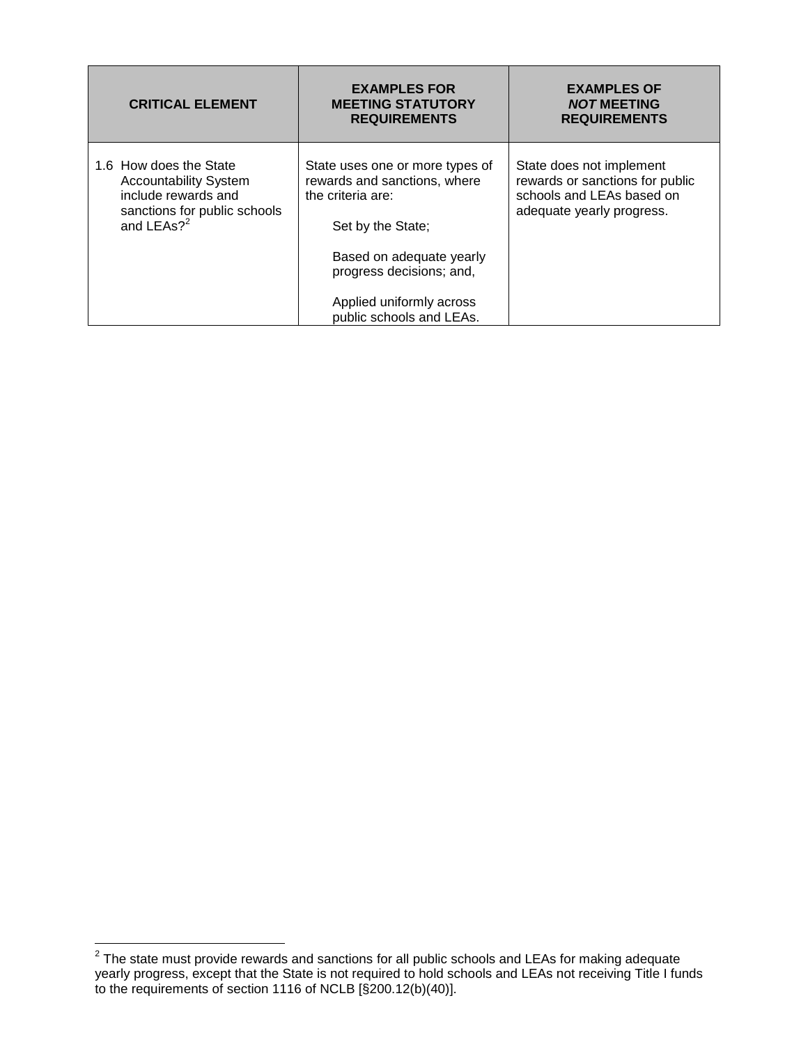| CRITICAL ELEMENT | EXAMPLES FOR MEETING STATUTORY REQUIREMENTS | EXAMPLES OF ***NOT*** MEETING REQUIREMENTS |
|---|---|---|
| 1.6 How does the State Accountability System include rewards and sanctions for public schools and LEAs?[2] | State uses one or more types of rewards and sanctions, where the criteria are:<br><br>Set by the State;<br><br>Based on adequate yearly progress decisions; and,<br><br>Applied uniformly across public schools and LEAs. | State does not implement rewards or sanctions for public schools and LEAs based on adequate yearly progress. |

[2] The state must provide rewards and sanctions for all public schools and LEAs for making adequate yearly progress, except that the State is not required to hold schools and LEAs not receiving Title I funds to the requirements of section 1116 of NCLB [§200.12(b)(40)].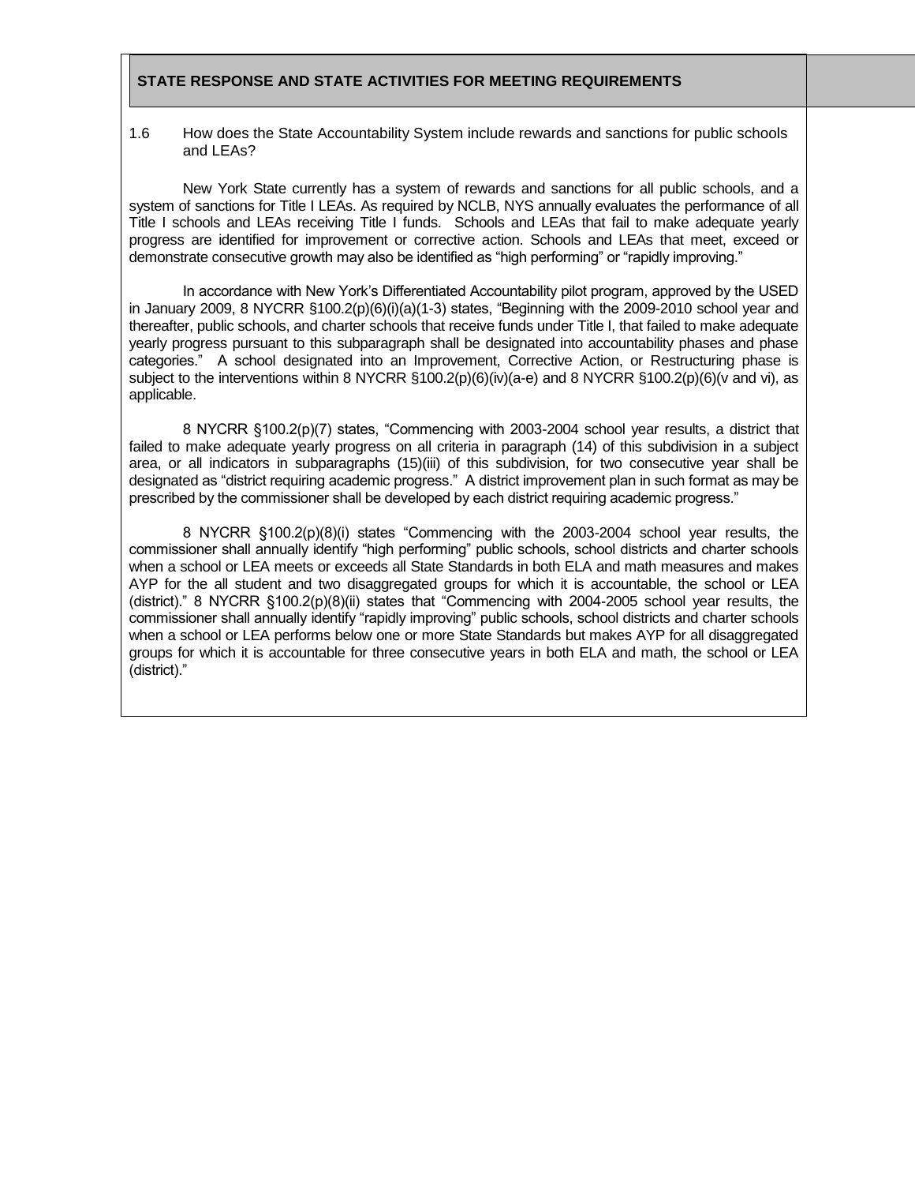## STATE RESPONSE AND STATE ACTIVITIES FOR MEETING REQUIREMENTS

1.6 How does the State Accountability System include rewards and sanctions for public schools and LEAs?

New York State currently has a system of rewards and sanctions for all public schools, and a system of sanctions for Title I LEAs. As required by NCLB, NYS annually evaluates the performance of all Title I schools and LEAs receiving Title I funds. Schools and LEAs that fail to make adequate yearly progress are identified for improvement or corrective action. Schools and LEAs that meet, exceed or demonstrate consecutive growth may also be identified as "high performing" or "rapidly improving."

In accordance with New York's Differentiated Accountability pilot program, approved by the USED in January 2009, 8 NYCRR §100.2(p)(6)(i)(a)(1-3) states, "Beginning with the 2009-2010 school year and thereafter, public schools, and charter schools that receive funds under Title I, that failed to make adequate yearly progress pursuant to this subparagraph shall be designated into accountability phases and phase categories." A school designated into an Improvement, Corrective Action, or Restructuring phase is subject to the interventions within 8 NYCRR §100.2(p)(6)(iv)(a-e) and 8 NYCRR §100.2(p)(6)(v and vi), as applicable.

8 NYCRR §100.2(p)(7) states, "Commencing with 2003-2004 school year results, a district that failed to make adequate yearly progress on all criteria in paragraph (14) of this subdivision in a subject area, or all indicators in subparagraphs (15)(iii) of this subdivision, for two consecutive year shall be designated as "district requiring academic progress." A district improvement plan in such format as may be prescribed by the commissioner shall be developed by each district requiring academic progress."

8 NYCRR §100.2(p)(8)(i) states "Commencing with the 2003-2004 school year results, the commissioner shall annually identify "high performing" public schools, school districts and charter schools when a school or LEA meets or exceeds all State Standards in both ELA and math measures and makes AYP for the all student and two disaggregated groups for which it is accountable, the school or LEA (district)." 8 NYCRR §100.2(p)(8)(ii) states that "Commencing with 2004-2005 school year results, the commissioner shall annually identify "rapidly improving" public schools, school districts and charter schools when a school or LEA performs below one or more State Standards but makes AYP for all disaggregated groups for which it is accountable for three consecutive years in both ELA and math, the school or LEA (district)."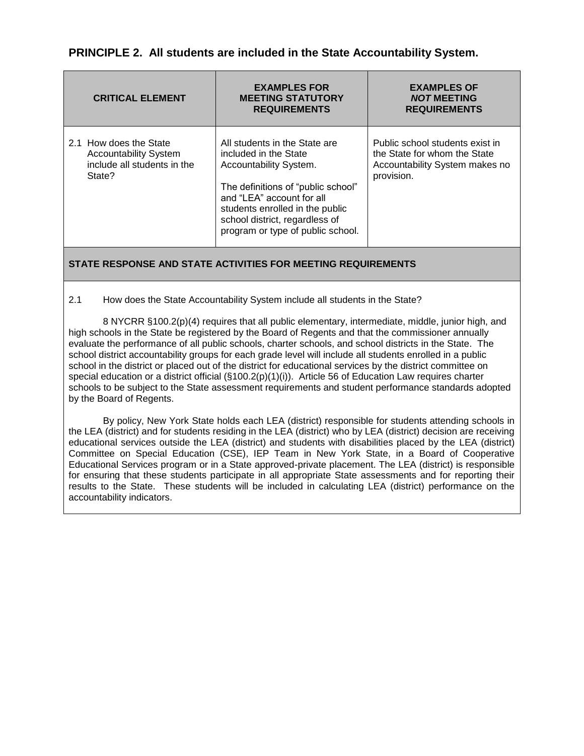## PRINCIPLE 2. All students are included in the State Accountability System.

| CRITICAL ELEMENT | EXAMPLES FOR MEETING STATUTORY REQUIREMENTS | EXAMPLES OF *NOT* MEETING REQUIREMENTS |
|---|---|---|
| 2.1 How does the State Accountability System include all students in the State? | All students in the State are included in the State Accountability System.<br><br>The definitions of "public school" and "LEA" account for all students enrolled in the public school district, regardless of program or type of public school. | Public school students exist in the State for whom the State Accountability System makes no provision. |

**STATE RESPONSE AND STATE ACTIVITIES FOR MEETING REQUIREMENTS**

2.1 How does the State Accountability System include all students in the State?

8 NYCRR §100.2(p)(4) requires that all public elementary, intermediate, middle, junior high, and high schools in the State be registered by the Board of Regents and that the commissioner annually evaluate the performance of all public schools, charter schools, and school districts in the State. The school district accountability groups for each grade level will include all students enrolled in a public school in the district or placed out of the district for educational services by the district committee on special education or a district official (§100.2(p)(1)(i)). Article 56 of Education Law requires charter schools to be subject to the State assessment requirements and student performance standards adopted by the Board of Regents.

By policy, New York State holds each LEA (district) responsible for students attending schools in the LEA (district) and for students residing in the LEA (district) who by LEA (district) decision are receiving educational services outside the LEA (district) and students with disabilities placed by the LEA (district) Committee on Special Education (CSE), IEP Team in New York State, in a Board of Cooperative Educational Services program or in a State approved-private placement. The LEA (district) is responsible for ensuring that these students participate in all appropriate State assessments and for reporting their results to the State. These students will be included in calculating LEA (district) performance on the accountability indicators.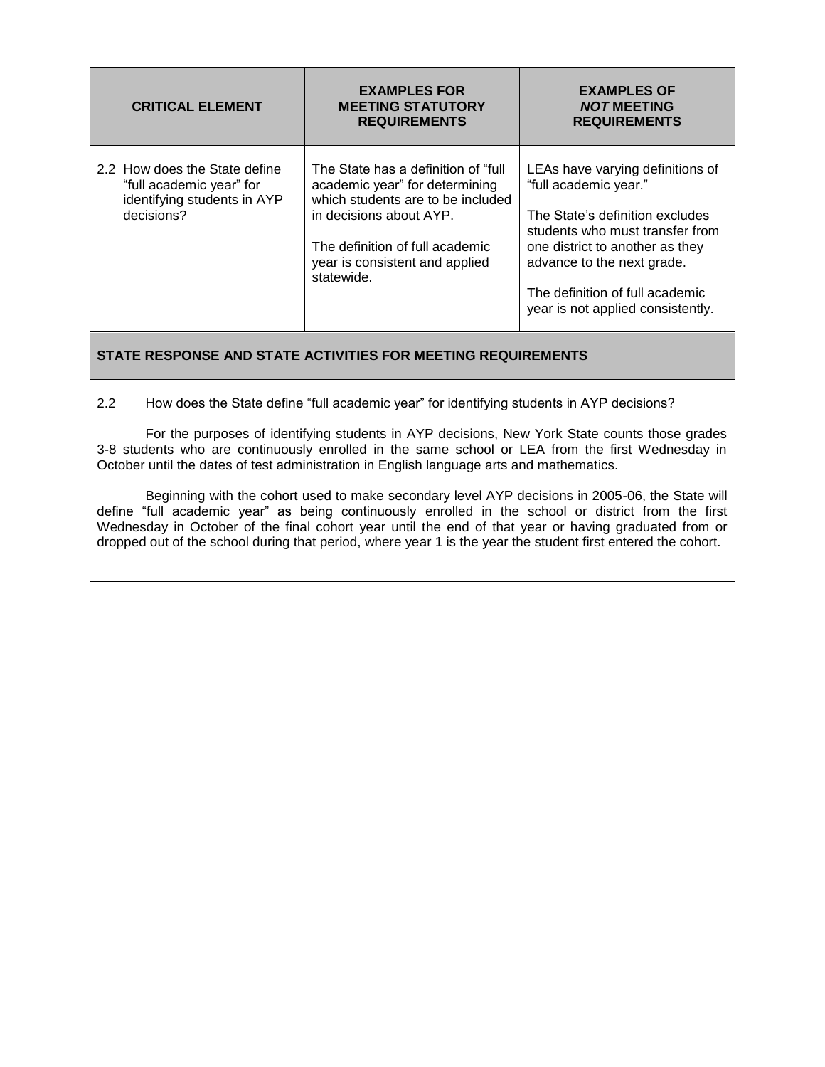| CRITICAL ELEMENT | EXAMPLES FOR MEETING STATUTORY REQUIREMENTS | EXAMPLES OF *NOT* MEETING REQUIREMENTS |
|---|---|---|
| 2.2 How does the State define "full academic year" for identifying students in AYP decisions? | The State has a definition of "full academic year" for determining which students are to be included in decisions about AYP.<br><br>The definition of full academic year is consistent and applied statewide. | LEAs have varying definitions of "full academic year."<br><br>The State's definition excludes students who must transfer from one district to another as they advance to the next grade.<br><br>The definition of full academic year is not applied consistently. |

**STATE RESPONSE AND STATE ACTIVITIES FOR MEETING REQUIREMENTS**

2.2 How does the State define "full academic year" for identifying students in AYP decisions?

For the purposes of identifying students in AYP decisions, New York State counts those grades 3-8 students who are continuously enrolled in the same school or LEA from the first Wednesday in October until the dates of test administration in English language arts and mathematics.

Beginning with the cohort used to make secondary level AYP decisions in 2005-06, the State will define "full academic year" as being continuously enrolled in the school or district from the first Wednesday in October of the final cohort year until the end of that year or having graduated from or dropped out of the school during that period, where year 1 is the year the student first entered the cohort.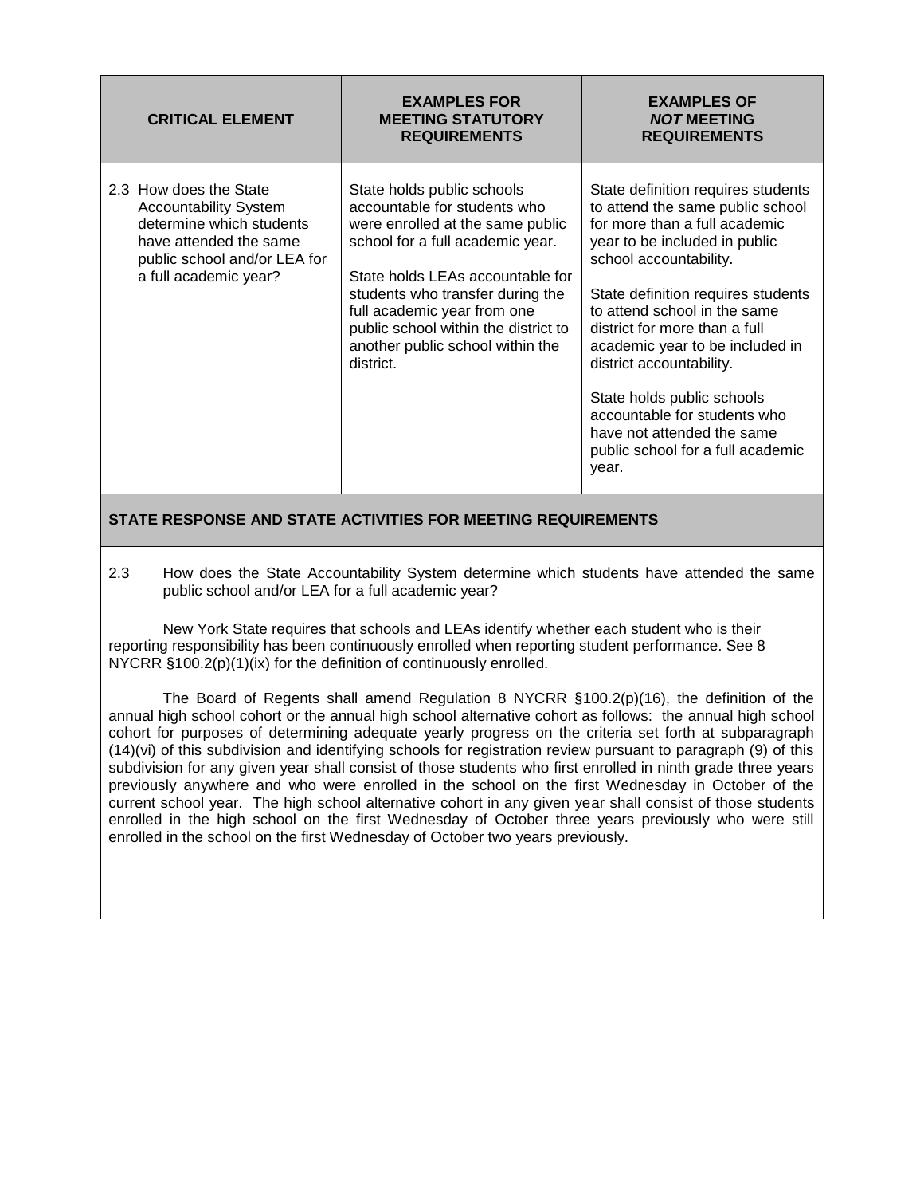| CRITICAL ELEMENT | EXAMPLES FOR MEETING STATUTORY REQUIREMENTS | EXAMPLES OF *NOT* MEETING REQUIREMENTS |
|---|---|---|
| 2.3 How does the State Accountability System determine which students have attended the same public school and/or LEA for a full academic year? | State holds public schools accountable for students who were enrolled at the same public school for a full academic year.<br><br>State holds LEAs accountable for students who transfer during the full academic year from one public school within the district to another public school within the district. | State definition requires students to attend the same public school for more than a full academic year to be included in public school accountability.<br><br>State definition requires students to attend school in the same district for more than a full academic year to be included in district accountability.<br><br>State holds public schools accountable for students who have not attended the same public school for a full academic year. |

**STATE RESPONSE AND STATE ACTIVITIES FOR MEETING REQUIREMENTS**

2.3 How does the State Accountability System determine which students have attended the same public school and/or LEA for a full academic year?

New York State requires that schools and LEAs identify whether each student who is their reporting responsibility has been continuously enrolled when reporting student performance. See 8 NYCRR §100.2(p)(1)(ix) for the definition of continuously enrolled.

The Board of Regents shall amend Regulation 8 NYCRR §100.2(p)(16), the definition of the annual high school cohort or the annual high school alternative cohort as follows: the annual high school cohort for purposes of determining adequate yearly progress on the criteria set forth at subparagraph (14)(vi) of this subdivision and identifying schools for registration review pursuant to paragraph (9) of this subdivision for any given year shall consist of those students who first enrolled in ninth grade three years previously anywhere and who were enrolled in the school on the first Wednesday in October of the current school year. The high school alternative cohort in any given year shall consist of those students enrolled in the high school on the first Wednesday of October three years previously who were still enrolled in the school on the first Wednesday of October two years previously.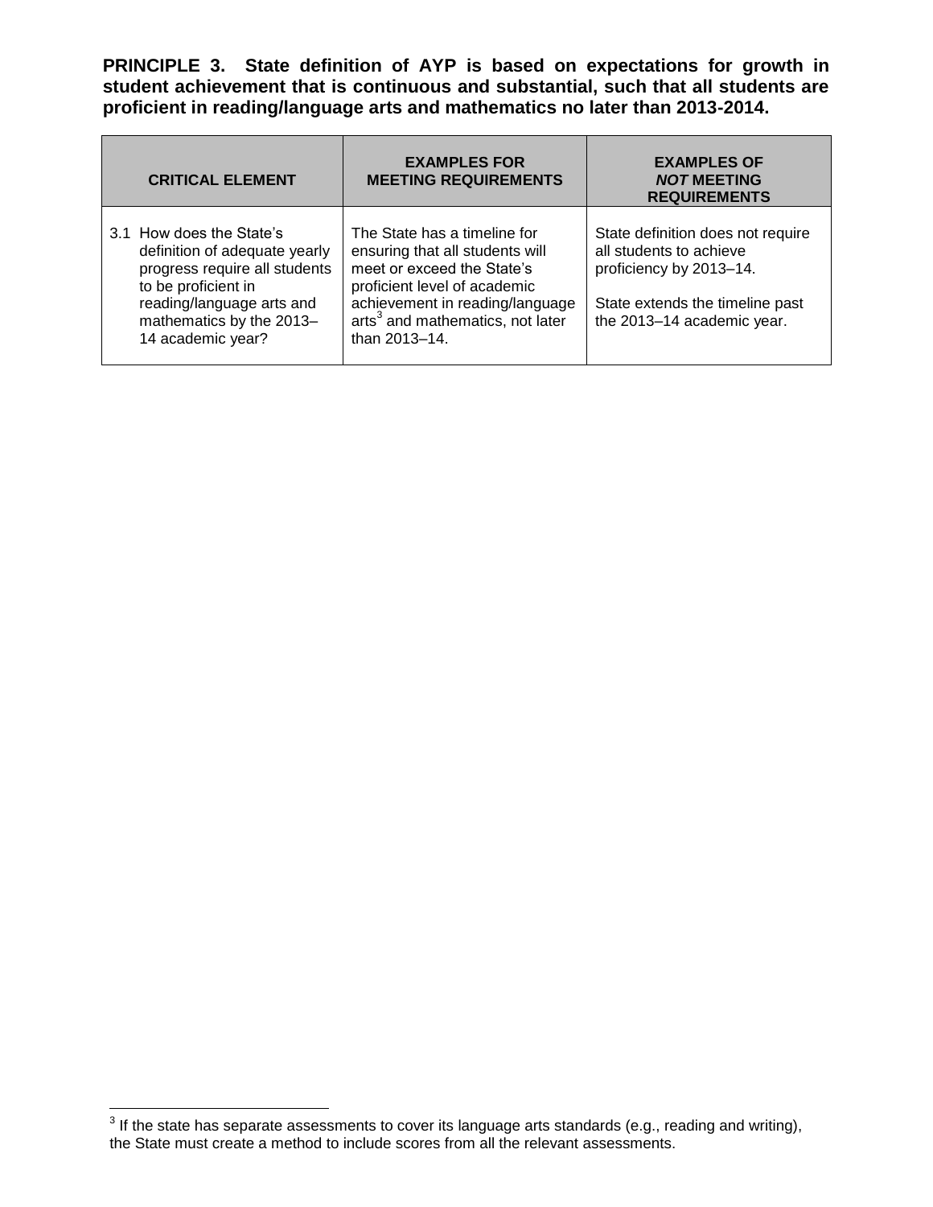**PRINCIPLE 3. State definition of AYP is based on expectations for growth in student achievement that is continuous and substantial, such that all students are proficient in reading/language arts and mathematics no later than 2013-2014.**

| CRITICAL ELEMENT | EXAMPLES FOR MEETING REQUIREMENTS | EXAMPLES OF *NOT* MEETING REQUIREMENTS |
|---|---|---|
| 3.1 How does the State's definition of adequate yearly progress require all students to be proficient in reading/language arts and mathematics by the 2013–14 academic year? | The State has a timeline for ensuring that all students will meet or exceed the State's proficient level of academic achievement in reading/language arts[3] and mathematics, not later than 2013–14. | State definition does not require all students to achieve proficiency by 2013–14.<br><br>State extends the timeline past the 2013–14 academic year. |

[3] If the state has separate assessments to cover its language arts standards (e.g., reading and writing), the State must create a method to include scores from all the relevant assessments.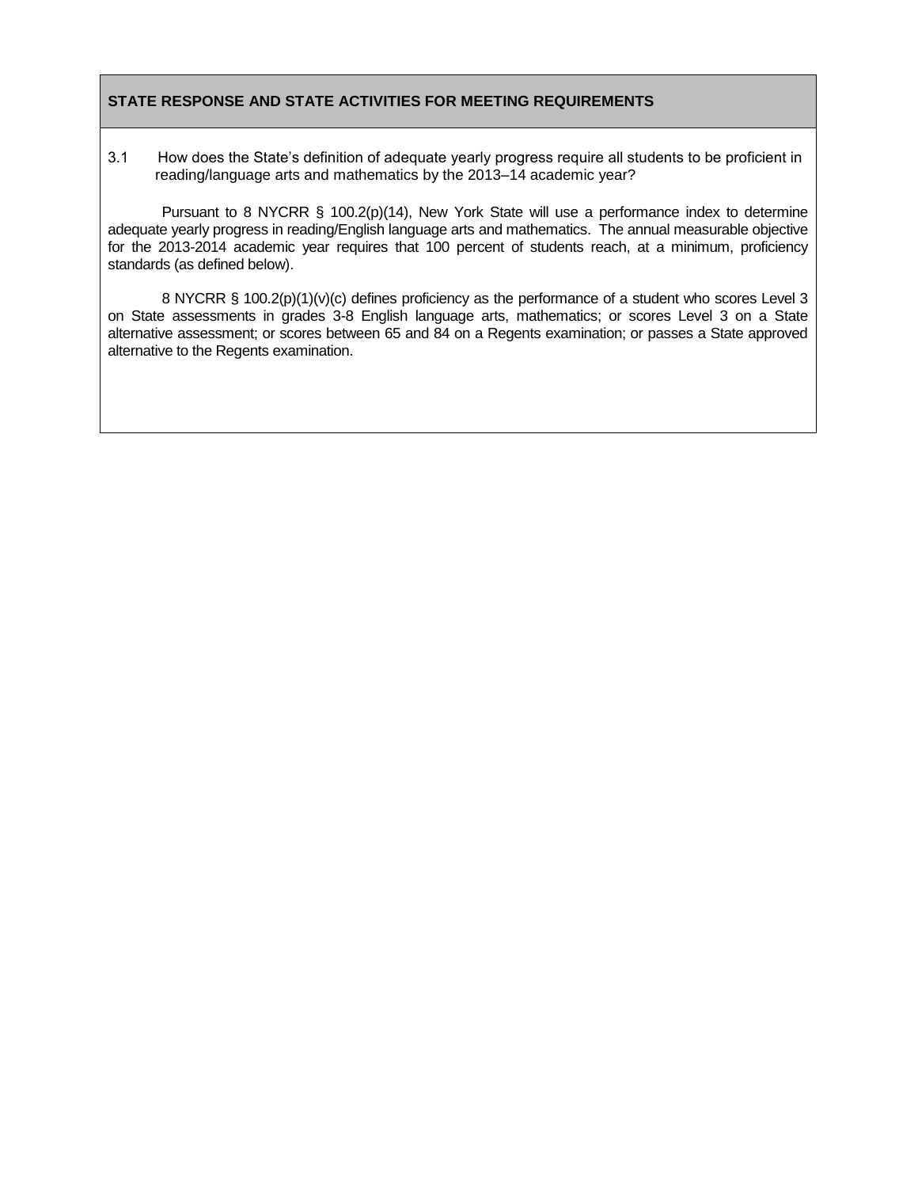## STATE RESPONSE AND STATE ACTIVITIES FOR MEETING REQUIREMENTS

3.1 How does the State's definition of adequate yearly progress require all students to be proficient in reading/language arts and mathematics by the 2013–14 academic year?

Pursuant to 8 NYCRR § 100.2(p)(14), New York State will use a performance index to determine adequate yearly progress in reading/English language arts and mathematics. The annual measurable objective for the 2013-2014 academic year requires that 100 percent of students reach, at a minimum, proficiency standards (as defined below).

8 NYCRR § 100.2(p)(1)(v)(c) defines proficiency as the performance of a student who scores Level 3 on State assessments in grades 3-8 English language arts, mathematics; or scores Level 3 on a State alternative assessment; or scores between 65 and 84 on a Regents examination; or passes a State approved alternative to the Regents examination.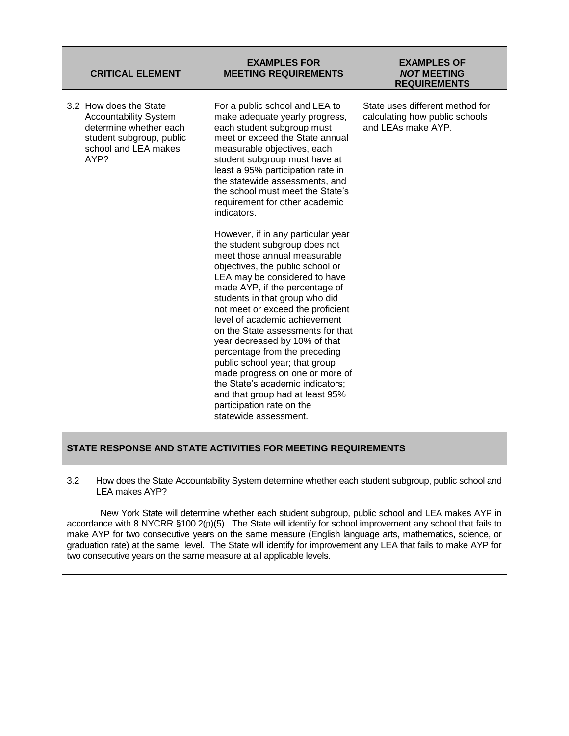| CRITICAL ELEMENT | EXAMPLES FOR MEETING REQUIREMENTS | EXAMPLES OF *NOT* MEETING REQUIREMENTS |
|---|---|---|
| 3.2 How does the State Accountability System determine whether each student subgroup, public school and LEA makes AYP? | For a public school and LEA to make adequate yearly progress, each student subgroup must meet or exceed the State annual measurable objectives, each student subgroup must have at least a 95% participation rate in the statewide assessments, and the school must meet the State's requirement for other academic indicators.<br><br>However, if in any particular year the student subgroup does not meet those annual measurable objectives, the public school or LEA may be considered to have made AYP, if the percentage of students in that group who did not meet or exceed the proficient level of academic achievement on the State assessments for that year decreased by 10% of that percentage from the preceding public school year; that group made progress on one or more of the State's academic indicators; and that group had at least 95% participation rate on the statewide assessment. | State uses different method for calculating how public schools and LEAs make AYP. |

**STATE RESPONSE AND STATE ACTIVITIES FOR MEETING REQUIREMENTS**

3.2 How does the State Accountability System determine whether each student subgroup, public school and LEA makes AYP?

New York State will determine whether each student subgroup, public school and LEA makes AYP in accordance with 8 NYCRR §100.2(p)(5). The State will identify for school improvement any school that fails to make AYP for two consecutive years on the same measure (English language arts, mathematics, science, or graduation rate) at the same level. The State will identify for improvement any LEA that fails to make AYP for two consecutive years on the same measure at all applicable levels.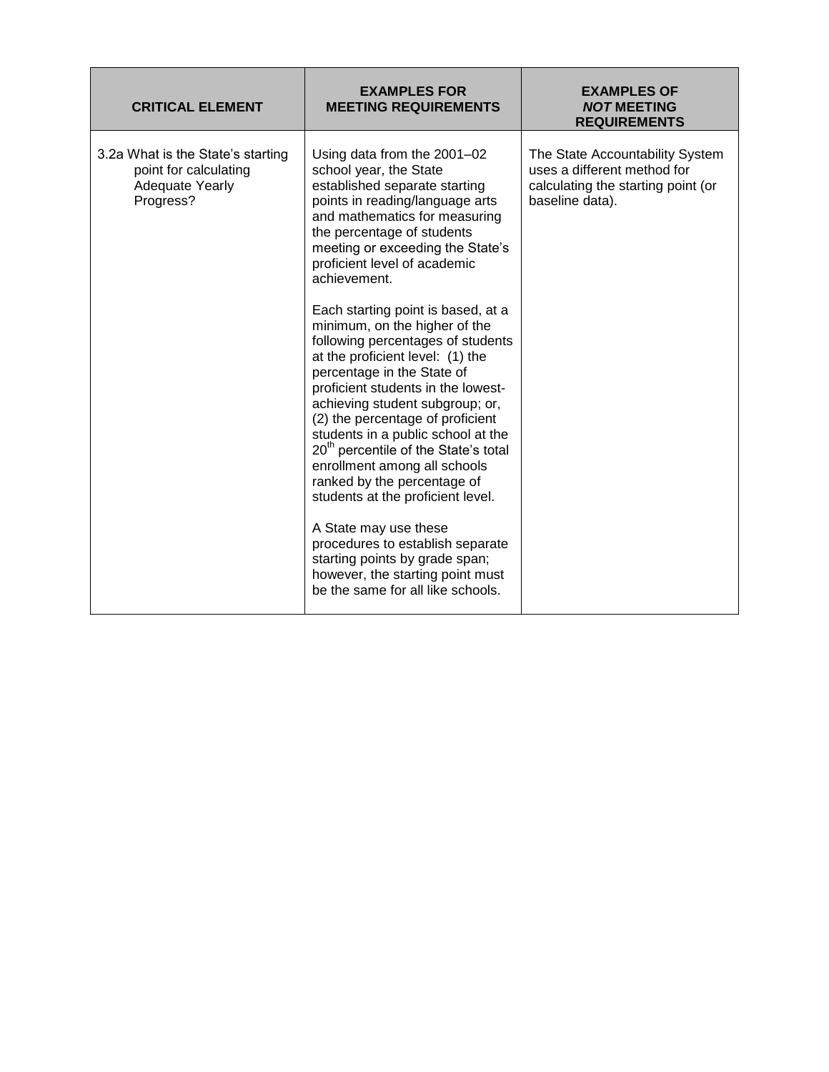| CRITICAL ELEMENT | EXAMPLES FOR MEETING REQUIREMENTS | EXAMPLES OF ***NOT*** MEETING REQUIREMENTS |
|---|---|---|
| 3.2a What is the State's starting point for calculating Adequate Yearly Progress? | Using data from the 2001–02 school year, the State established separate starting points in reading/language arts and mathematics for measuring the percentage of students meeting or exceeding the State's proficient level of academic achievement.<br><br>Each starting point is based, at a minimum, on the higher of the following percentages of students at the proficient level: (1) the percentage in the State of proficient students in the lowest-achieving student subgroup; or, (2) the percentage of proficient students in a public school at the 20th percentile of the State's total enrollment among all schools ranked by the percentage of students at the proficient level.<br><br>A State may use these procedures to establish separate starting points by grade span; however, the starting point must be the same for all like schools. | The State Accountability System uses a different method for calculating the starting point (or baseline data). |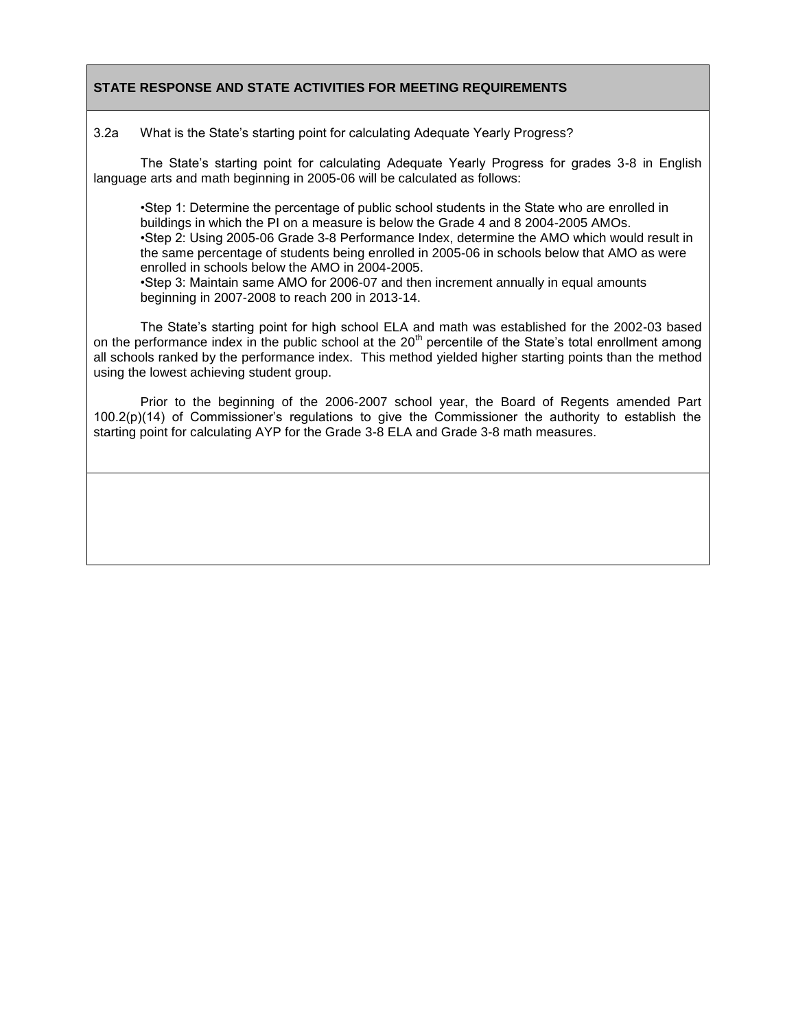## STATE RESPONSE AND STATE ACTIVITIES FOR MEETING REQUIREMENTS

3.2a What is the State's starting point for calculating Adequate Yearly Progress?

The State's starting point for calculating Adequate Yearly Progress for grades 3-8 in English language arts and math beginning in 2005-06 will be calculated as follows:

- Step 1: Determine the percentage of public school students in the State who are enrolled in buildings in which the PI on a measure is below the Grade 4 and 8 2004-2005 AMOs.
- Step 2: Using 2005-06 Grade 3-8 Performance Index, determine the AMO which would result in the same percentage of students being enrolled in 2005-06 in schools below that AMO as were enrolled in schools below the AMO in 2004-2005.
- Step 3: Maintain same AMO for 2006-07 and then increment annually in equal amounts beginning in 2007-2008 to reach 200 in 2013-14.

The State's starting point for high school ELA and math was established for the 2002-03 based on the performance index in the public school at the 20th percentile of the State's total enrollment among all schools ranked by the performance index. This method yielded higher starting points than the method using the lowest achieving student group.

Prior to the beginning of the 2006-2007 school year, the Board of Regents amended Part 100.2(p)(14) of Commissioner's regulations to give the Commissioner the authority to establish the starting point for calculating AYP for the Grade 3-8 ELA and Grade 3-8 math measures.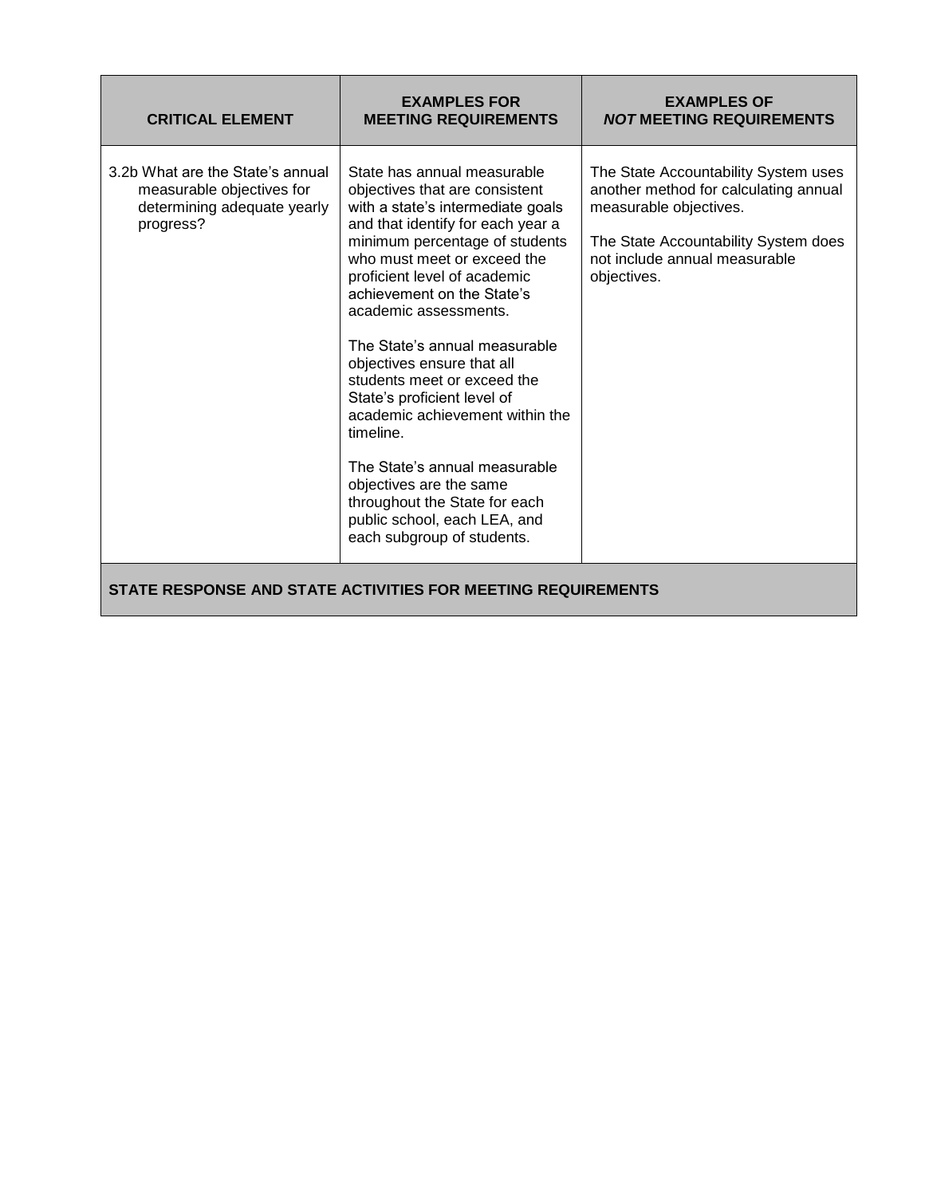| CRITICAL ELEMENT | EXAMPLES FOR MEETING REQUIREMENTS | EXAMPLES OF *NOT* MEETING REQUIREMENTS |
|---|---|---|
| 3.2b What are the State's annual measurable objectives for determining adequate yearly progress? | State has annual measurable objectives that are consistent with a state's intermediate goals and that identify for each year a minimum percentage of students who must meet or exceed the proficient level of academic achievement on the State's academic assessments.<br><br>The State's annual measurable objectives ensure that all students meet or exceed the State's proficient level of academic achievement within the timeline.<br><br>The State's annual measurable objectives are the same throughout the State for each public school, each LEA, and each subgroup of students. | The State Accountability System uses another method for calculating annual measurable objectives.<br><br>The State Accountability System does not include annual measurable objectives. |

**STATE RESPONSE AND STATE ACTIVITIES FOR MEETING REQUIREMENTS**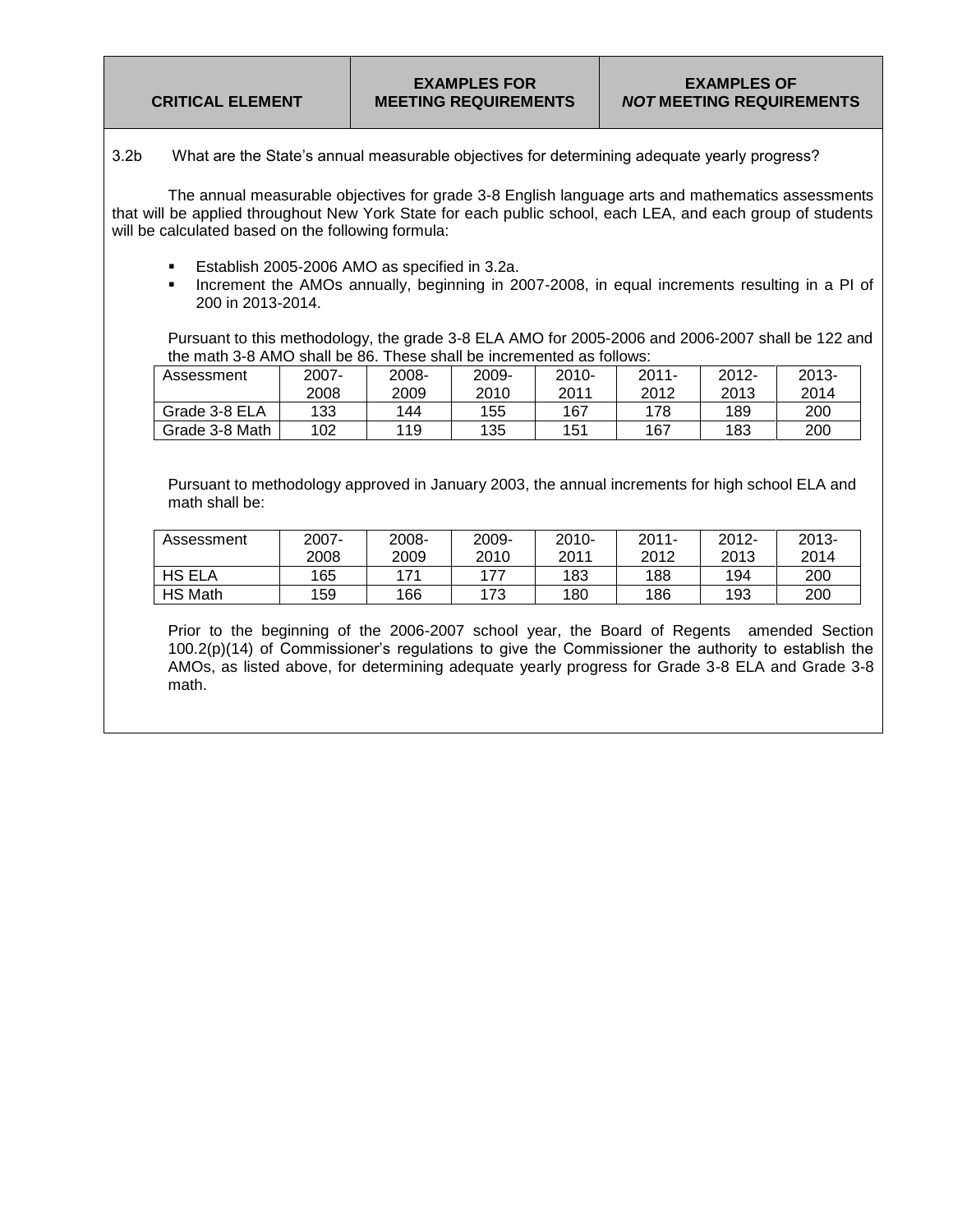| CRITICAL ELEMENT | EXAMPLES FOR MEETING REQUIREMENTS | EXAMPLES OF *NOT* MEETING REQUIREMENTS |
|---|---|---|

3.2b What are the State's annual measurable objectives for determining adequate yearly progress?

The annual measurable objectives for grade 3-8 English language arts and mathematics assessments that will be applied throughout New York State for each public school, each LEA, and each group of students will be calculated based on the following formula:

- Establish 2005-2006 AMO as specified in 3.2a.
- Increment the AMOs annually, beginning in 2007-2008, in equal increments resulting in a PI of 200 in 2013-2014.

Pursuant to this methodology, the grade 3-8 ELA AMO for 2005-2006 and 2006-2007 shall be 122 and the math 3-8 AMO shall be 86. These shall be incremented as follows:

| Assessment | 2007-2008 | 2008-2009 | 2009-2010 | 2010-2011 | 2011-2012 | 2012-2013 | 2013-2014 |
|---|---|---|---|---|---|---|---|
| Grade 3-8 ELA | 133 | 144 | 155 | 167 | 178 | 189 | 200 |
| Grade 3-8 Math | 102 | 119 | 135 | 151 | 167 | 183 | 200 |

Pursuant to methodology approved in January 2003, the annual increments for high school ELA and math shall be:

| Assessment | 2007-2008 | 2008-2009 | 2009-2010 | 2010-2011 | 2011-2012 | 2012-2013 | 2013-2014 |
|---|---|---|---|---|---|---|---|
| HS ELA | 165 | 171 | 177 | 183 | 188 | 194 | 200 |
| HS Math | 159 | 166 | 173 | 180 | 186 | 193 | 200 |

Prior to the beginning of the 2006-2007 school year, the Board of Regents amended Section 100.2(p)(14) of Commissioner's regulations to give the Commissioner the authority to establish the AMOs, as listed above, for determining adequate yearly progress for Grade 3-8 ELA and Grade 3-8 math.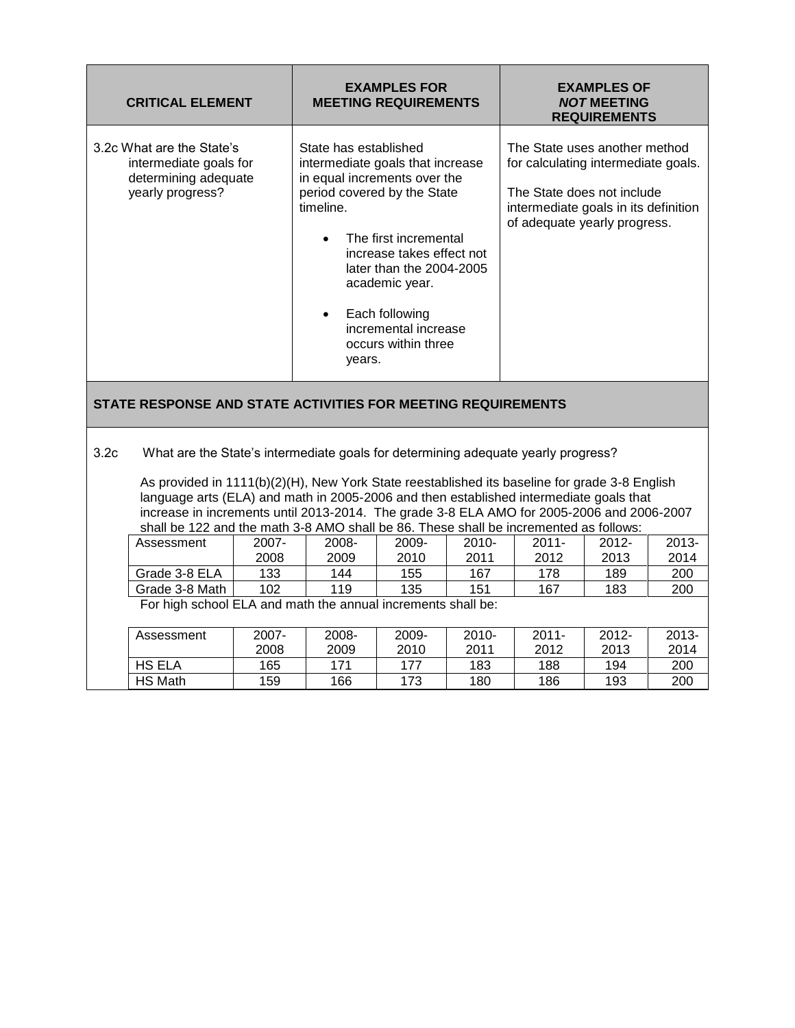| CRITICAL ELEMENT | EXAMPLES FOR MEETING REQUIREMENTS | EXAMPLES OF *NOT* MEETING REQUIREMENTS |
|---|---|---|
| 3.2c What are the State's intermediate goals for determining adequate yearly progress? | State has established intermediate goals that increase in equal increments over the period covered by the State timeline.<br>• The first incremental increase takes effect not later than the 2004-2005 academic year.<br>• Each following incremental increase occurs within three years. | The State uses another method for calculating intermediate goals.<br>The State does not include intermediate goals in its definition of adequate yearly progress. |

**STATE RESPONSE AND STATE ACTIVITIES FOR MEETING REQUIREMENTS**

3.2c What are the State's intermediate goals for determining adequate yearly progress?

As provided in 1111(b)(2)(H), New York State reestablished its baseline for grade 3-8 English language arts (ELA) and math in 2005-2006 and then established intermediate goals that increase in increments until 2013-2014. The grade 3-8 ELA AMO for 2005-2006 and 2006-2007 shall be 122 and the math 3-8 AMO shall be 86. These shall be incremented as follows:

| Assessment | 2007-2008 | 2008-2009 | 2009-2010 | 2010-2011 | 2011-2012 | 2012-2013 | 2013-2014 |
|---|---|---|---|---|---|---|---|
| Grade 3-8 ELA | 133 | 144 | 155 | 167 | 178 | 189 | 200 |
| Grade 3-8 Math | 102 | 119 | 135 | 151 | 167 | 183 | 200 |

For high school ELA and math the annual increments shall be:

| Assessment | 2007-2008 | 2008-2009 | 2009-2010 | 2010-2011 | 2011-2012 | 2012-2013 | 2013-2014 |
|---|---|---|---|---|---|---|---|
| HS ELA | 165 | 171 | 177 | 183 | 188 | 194 | 200 |
| HS Math | 159 | 166 | 173 | 180 | 186 | 193 | 200 |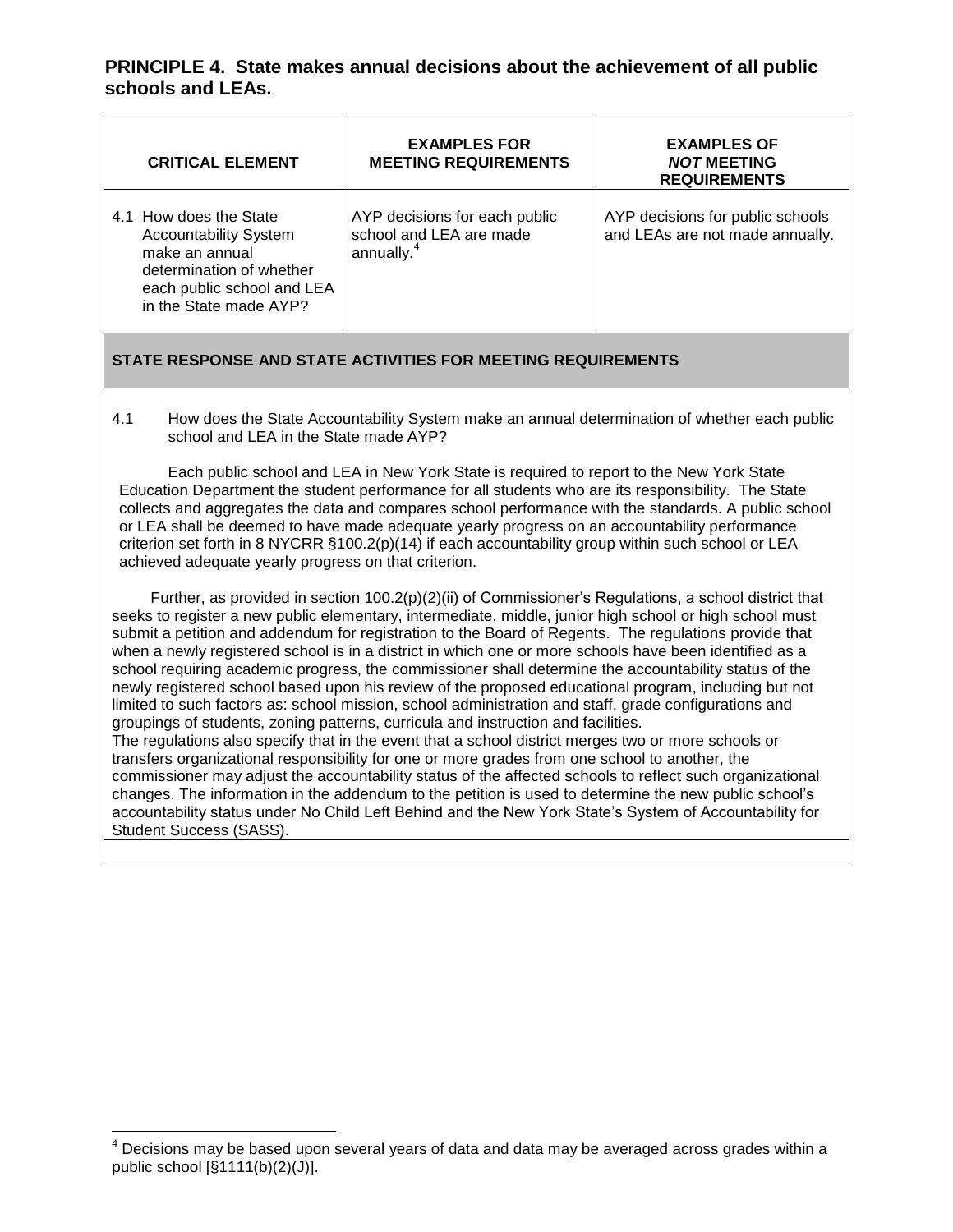## PRINCIPLE 4. State makes annual decisions about the achievement of all public schools and LEAs.

| CRITICAL ELEMENT | EXAMPLES FOR MEETING REQUIREMENTS | EXAMPLES OF *NOT* MEETING REQUIREMENTS |
|---|---|---|
| 4.1 How does the State Accountability System make an annual determination of whether each public school and LEA in the State made AYP? | AYP decisions for each public school and LEA are made annually.[4] | AYP decisions for public schools and LEAs are not made annually. |

**STATE RESPONSE AND STATE ACTIVITIES FOR MEETING REQUIREMENTS**

4.1 How does the State Accountability System make an annual determination of whether each public school and LEA in the State made AYP?

Each public school and LEA in New York State is required to report to the New York State Education Department the student performance for all students who are its responsibility. The State collects and aggregates the data and compares school performance with the standards. A public school or LEA shall be deemed to have made adequate yearly progress on an accountability performance criterion set forth in 8 NYCRR §100.2(p)(14) if each accountability group within such school or LEA achieved adequate yearly progress on that criterion.

Further, as provided in section 100.2(p)(2)(ii) of Commissioner's Regulations, a school district that seeks to register a new public elementary, intermediate, middle, junior high school or high school must submit a petition and addendum for registration to the Board of Regents. The regulations provide that when a newly registered school is in a district in which one or more schools have been identified as a school requiring academic progress, the commissioner shall determine the accountability status of the newly registered school based upon his review of the proposed educational program, including but not limited to such factors as: school mission, school administration and staff, grade configurations and groupings of students, zoning patterns, curricula and instruction and facilities.
The regulations also specify that in the event that a school district merges two or more schools or transfers organizational responsibility for one or more grades from one school to another, the commissioner may adjust the accountability status of the affected schools to reflect such organizational changes. The information in the addendum to the petition is used to determine the new public school's accountability status under No Child Left Behind and the New York State's System of Accountability for Student Success (SASS).

---

[4] Decisions may be based upon several years of data and data may be averaged across grades within a public school [§1111(b)(2)(J)].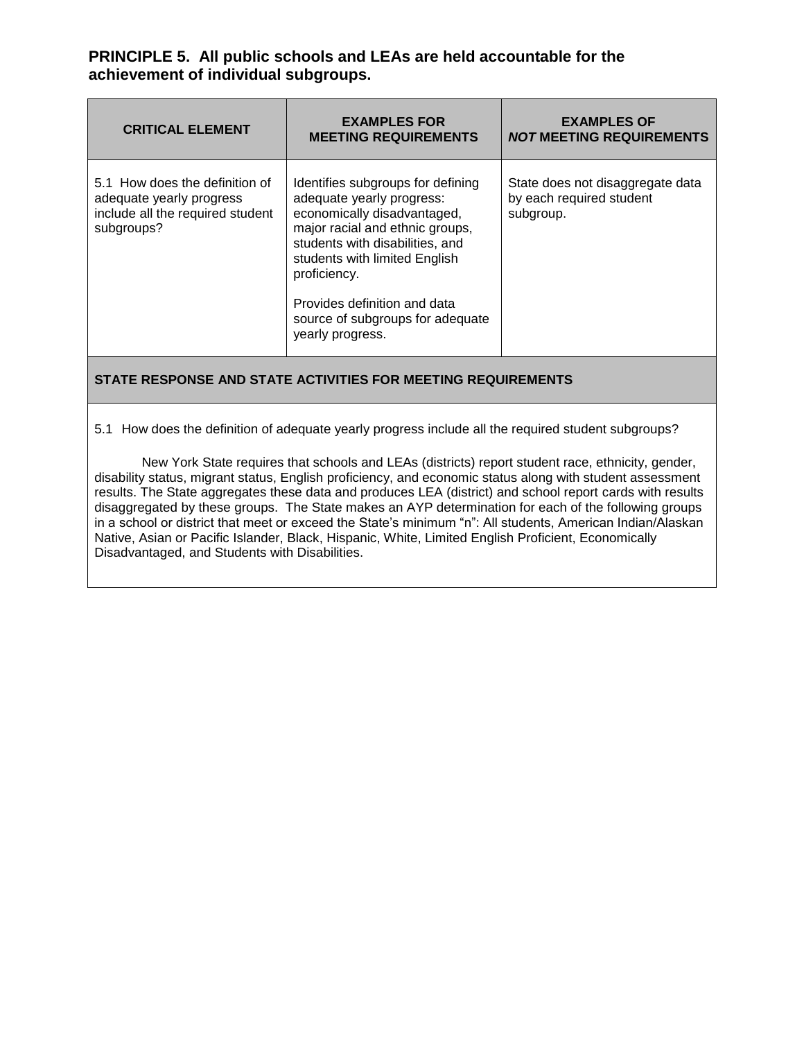## PRINCIPLE 5. All public schools and LEAs are held accountable for the achievement of individual subgroups.

| CRITICAL ELEMENT | EXAMPLES FOR MEETING REQUIREMENTS | EXAMPLES OF *NOT* MEETING REQUIREMENTS |
|---|---|---|
| 5.1 How does the definition of adequate yearly progress include all the required student subgroups? | Identifies subgroups for defining adequate yearly progress: economically disadvantaged, major racial and ethnic groups, students with disabilities, and students with limited English proficiency.<br><br>Provides definition and data source of subgroups for adequate yearly progress. | State does not disaggregate data by each required student subgroup. |

**STATE RESPONSE AND STATE ACTIVITIES FOR MEETING REQUIREMENTS**

5.1 How does the definition of adequate yearly progress include all the required student subgroups?

New York State requires that schools and LEAs (districts) report student race, ethnicity, gender, disability status, migrant status, English proficiency, and economic status along with student assessment results. The State aggregates these data and produces LEA (district) and school report cards with results disaggregated by these groups. The State makes an AYP determination for each of the following groups in a school or district that meet or exceed the State's minimum "n": All students, American Indian/Alaskan Native, Asian or Pacific Islander, Black, Hispanic, White, Limited English Proficient, Economically Disadvantaged, and Students with Disabilities.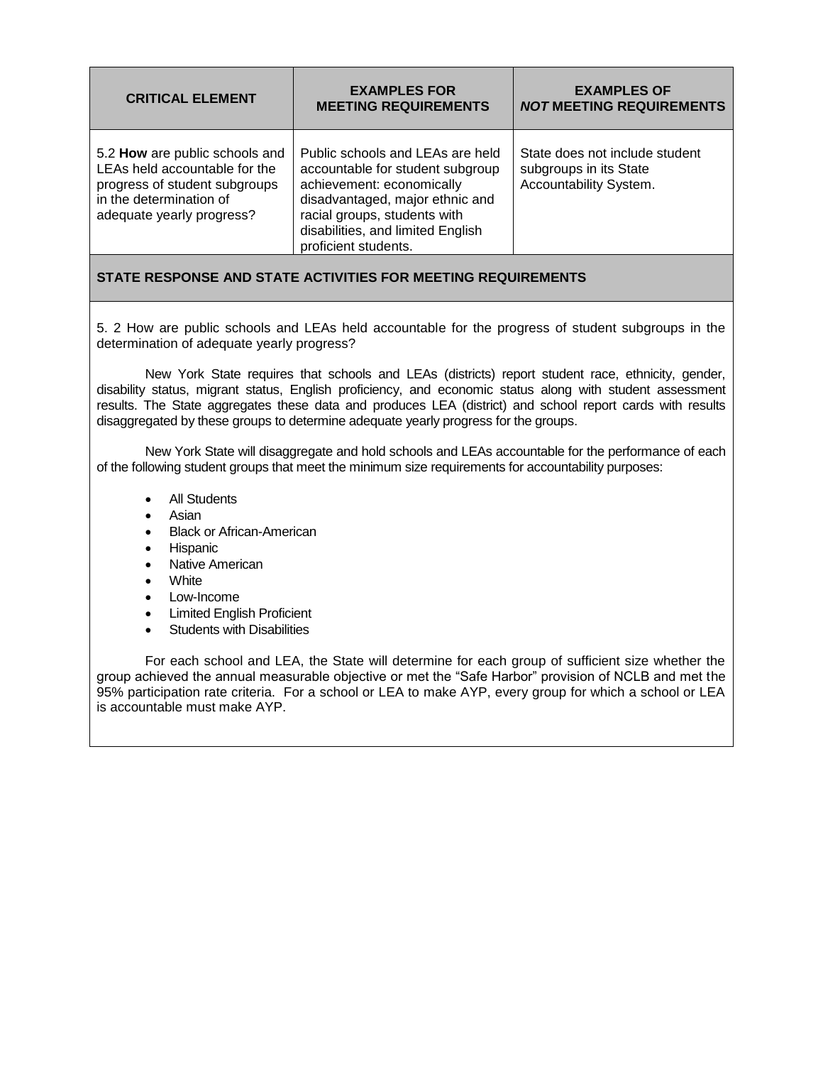| CRITICAL ELEMENT | EXAMPLES FOR MEETING REQUIREMENTS | EXAMPLES OF *NOT* MEETING REQUIREMENTS |
|---|---|---|
| 5.2 **How** are public schools and LEAs held accountable for the progress of student subgroups in the determination of adequate yearly progress? | Public schools and LEAs are held accountable for student subgroup achievement: economically disadvantaged, major ethnic and racial groups, students with disabilities, and limited English proficient students. | State does not include student subgroups in its State Accountability System. |

**STATE RESPONSE AND STATE ACTIVITIES FOR MEETING REQUIREMENTS**

5. 2 How are public schools and LEAs held accountable for the progress of student subgroups in the determination of adequate yearly progress?

New York State requires that schools and LEAs (districts) report student race, ethnicity, gender, disability status, migrant status, English proficiency, and economic status along with student assessment results. The State aggregates these data and produces LEA (district) and school report cards with results disaggregated by these groups to determine adequate yearly progress for the groups.

New York State will disaggregate and hold schools and LEAs accountable for the performance of each of the following student groups that meet the minimum size requirements for accountability purposes:

- All Students
- Asian
- Black or African-American
- Hispanic
- Native American
- White
- Low-Income
- Limited English Proficient
- Students with Disabilities

For each school and LEA, the State will determine for each group of sufficient size whether the group achieved the annual measurable objective or met the "Safe Harbor" provision of NCLB and met the 95% participation rate criteria. For a school or LEA to make AYP, every group for which a school or LEA is accountable must make AYP.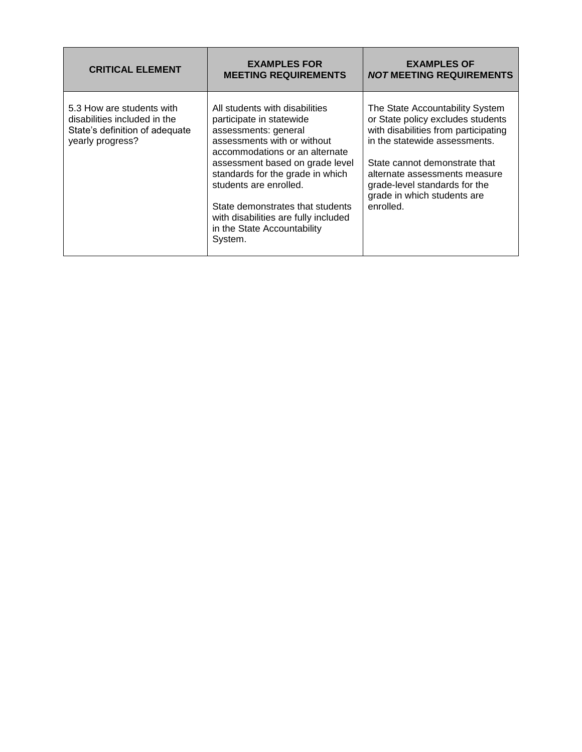| CRITICAL ELEMENT | EXAMPLES FOR MEETING REQUIREMENTS | EXAMPLES OF *NOT* MEETING REQUIREMENTS |
|---|---|---|
| 5.3 How are students with disabilities included in the State's definition of adequate yearly progress? | All students with disabilities participate in statewide assessments: general assessments with or without accommodations or an alternate assessment based on grade level standards for the grade in which students are enrolled.<br><br>State demonstrates that students with disabilities are fully included in the State Accountability System. | The State Accountability System or State policy excludes students with disabilities from participating in the statewide assessments.<br><br>State cannot demonstrate that alternate assessments measure grade-level standards for the grade in which students are enrolled. |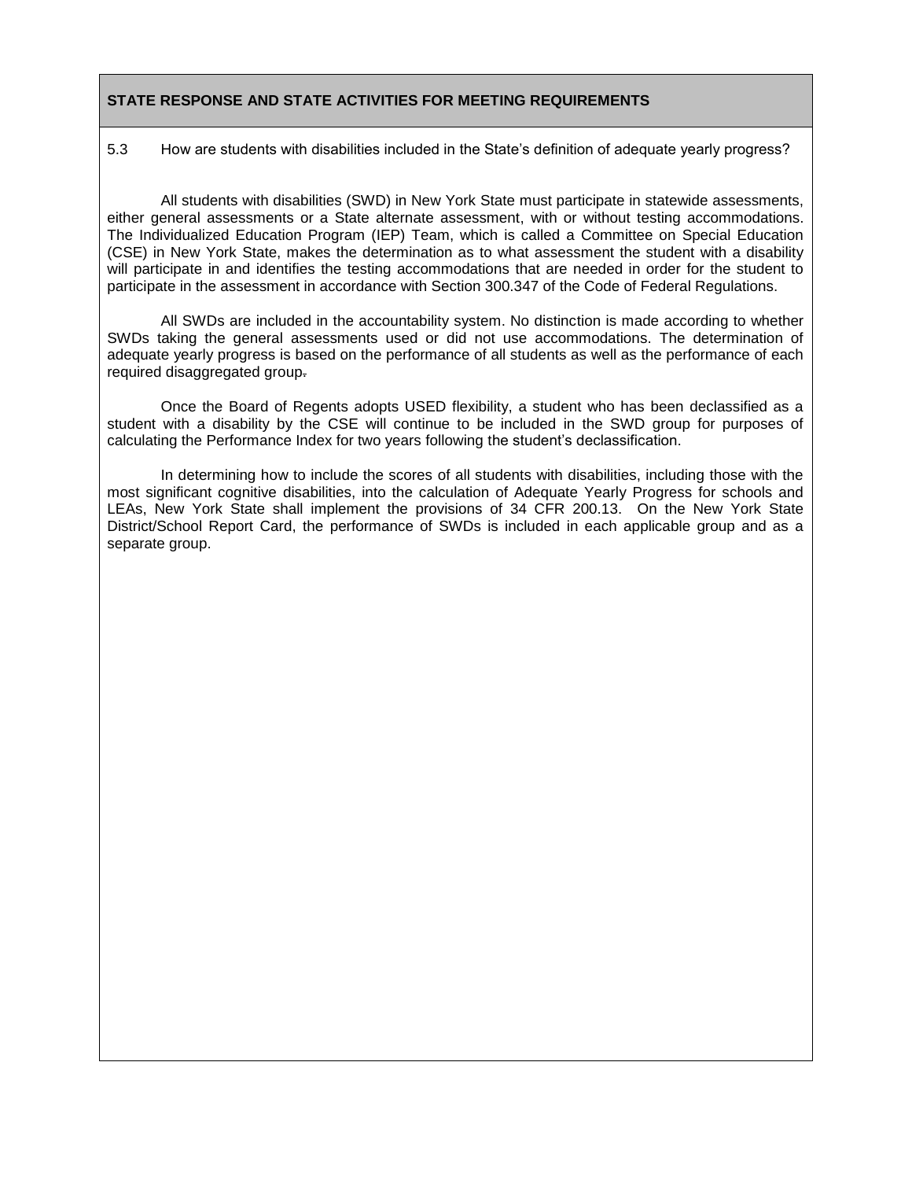## STATE RESPONSE AND STATE ACTIVITIES FOR MEETING REQUIREMENTS

5.3 How are students with disabilities included in the State's definition of adequate yearly progress?

All students with disabilities (SWD) in New York State must participate in statewide assessments, either general assessments or a State alternate assessment, with or without testing accommodations. The Individualized Education Program (IEP) Team, which is called a Committee on Special Education (CSE) in New York State, makes the determination as to what assessment the student with a disability will participate in and identifies the testing accommodations that are needed in order for the student to participate in the assessment in accordance with Section 300.347 of the Code of Federal Regulations.

All SWDs are included in the accountability system. No distinction is made according to whether SWDs taking the general assessments used or did not use accommodations. The determination of adequate yearly progress is based on the performance of all students as well as the performance of each required disaggregated group.

Once the Board of Regents adopts USED flexibility, a student who has been declassified as a student with a disability by the CSE will continue to be included in the SWD group for purposes of calculating the Performance Index for two years following the student's declassification.

In determining how to include the scores of all students with disabilities, including those with the most significant cognitive disabilities, into the calculation of Adequate Yearly Progress for schools and LEAs, New York State shall implement the provisions of 34 CFR 200.13. On the New York State District/School Report Card, the performance of SWDs is included in each applicable group and as a separate group.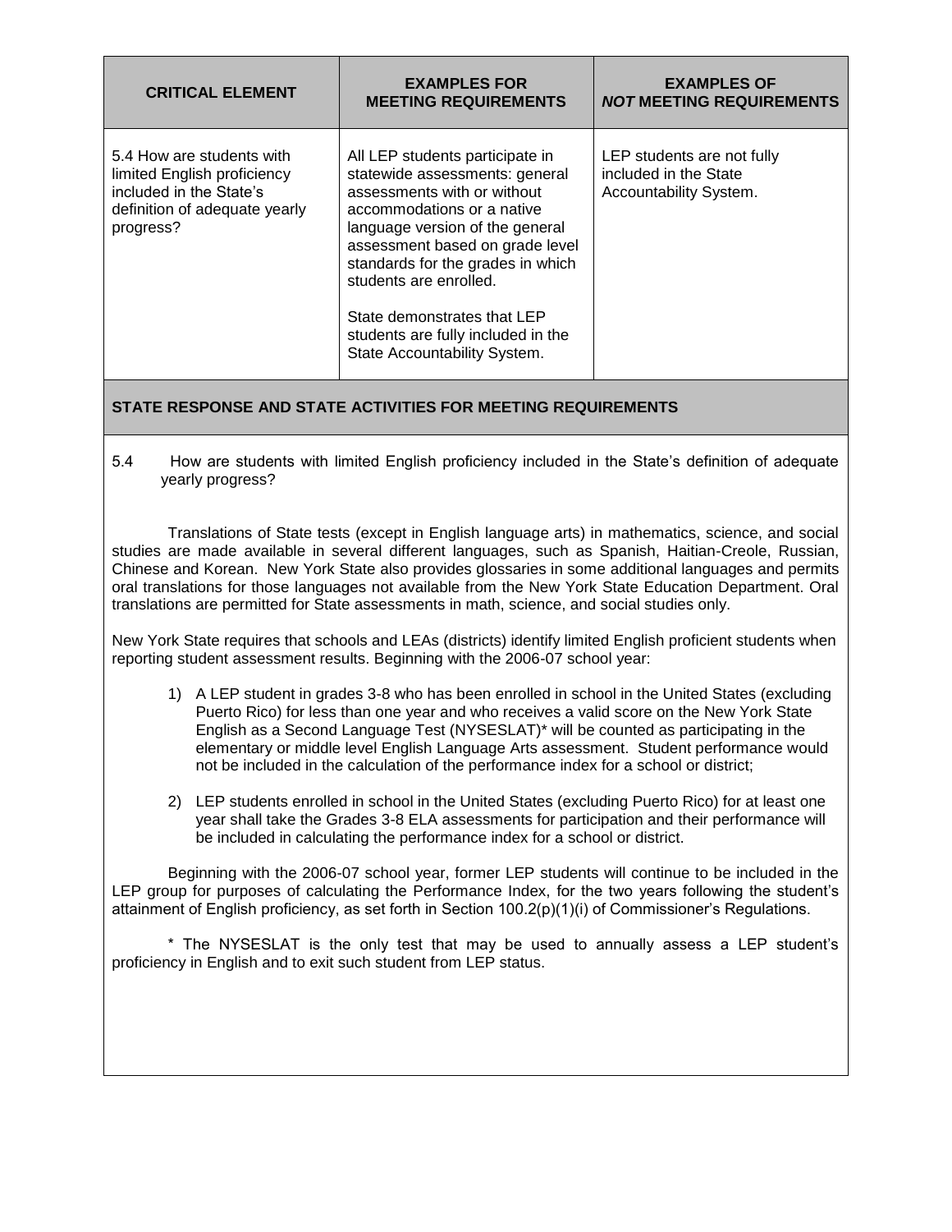| CRITICAL ELEMENT | EXAMPLES FOR MEETING REQUIREMENTS | EXAMPLES OF *NOT* MEETING REQUIREMENTS |
|---|---|---|
| 5.4 How are students with limited English proficiency included in the State's definition of adequate yearly progress? | All LEP students participate in statewide assessments: general assessments with or without accommodations or a native language version of the general assessment based on grade level standards for the grades in which students are enrolled.<br><br>State demonstrates that LEP students are fully included in the State Accountability System. | LEP students are not fully included in the State Accountability System. |

## STATE RESPONSE AND STATE ACTIVITIES FOR MEETING REQUIREMENTS

5.4 How are students with limited English proficiency included in the State's definition of adequate yearly progress?

Translations of State tests (except in English language arts) in mathematics, science, and social studies are made available in several different languages, such as Spanish, Haitian-Creole, Russian, Chinese and Korean. New York State also provides glossaries in some additional languages and permits oral translations for those languages not available from the New York State Education Department. Oral translations are permitted for State assessments in math, science, and social studies only.

New York State requires that schools and LEAs (districts) identify limited English proficient students when reporting student assessment results. Beginning with the 2006-07 school year:

1) A LEP student in grades 3-8 who has been enrolled in school in the United States (excluding Puerto Rico) for less than one year and who receives a valid score on the New York State English as a Second Language Test (NYSESLAT)* will be counted as participating in the elementary or middle level English Language Arts assessment. Student performance would not be included in the calculation of the performance index for a school or district;

2) LEP students enrolled in school in the United States (excluding Puerto Rico) for at least one year shall take the Grades 3-8 ELA assessments for participation and their performance will be included in calculating the performance index for a school or district.

Beginning with the 2006-07 school year, former LEP students will continue to be included in the LEP group for purposes of calculating the Performance Index, for the two years following the student's attainment of English proficiency, as set forth in Section 100.2(p)(1)(i) of Commissioner's Regulations.

* The NYSESLAT is the only test that may be used to annually assess a LEP student's proficiency in English and to exit such student from LEP status.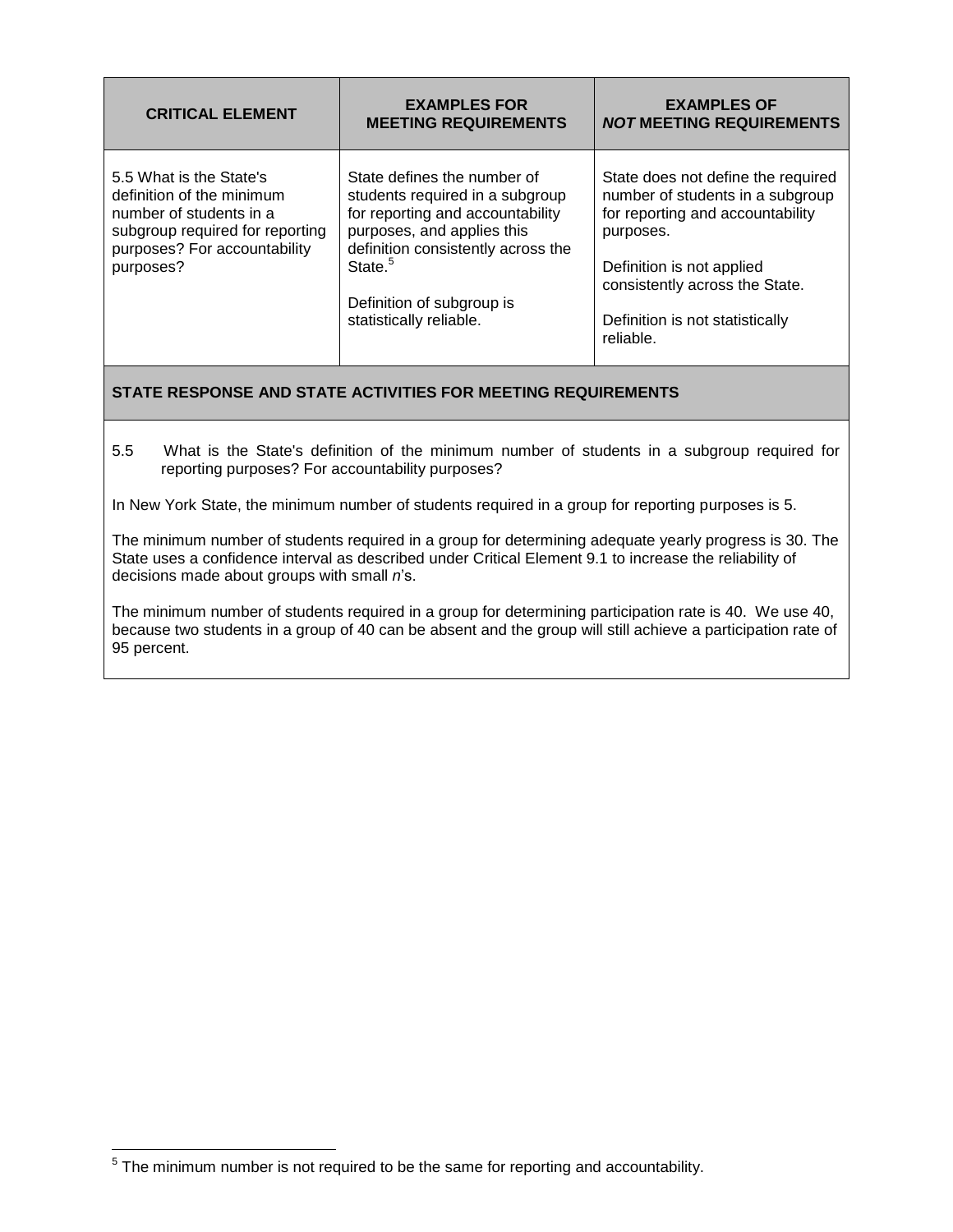| CRITICAL ELEMENT | EXAMPLES FOR MEETING REQUIREMENTS | EXAMPLES OF *NOT* MEETING REQUIREMENTS |
|---|---|---|
| 5.5 What is the State's definition of the minimum number of students in a subgroup required for reporting purposes? For accountability purposes? | State defines the number of students required in a subgroup for reporting and accountability purposes, and applies this definition consistently across the State.[5]<br><br>Definition of subgroup is statistically reliable. | State does not define the required number of students in a subgroup for reporting and accountability purposes.<br><br>Definition is not applied consistently across the State.<br><br>Definition is not statistically reliable. |

**STATE RESPONSE AND STATE ACTIVITIES FOR MEETING REQUIREMENTS**

5.5 What is the State's definition of the minimum number of students in a subgroup required for reporting purposes? For accountability purposes?

In New York State, the minimum number of students required in a group for reporting purposes is 5.

The minimum number of students required in a group for determining adequate yearly progress is 30. The State uses a confidence interval as described under Critical Element 9.1 to increase the reliability of decisions made about groups with small *n*'s.

The minimum number of students required in a group for determining participation rate is 40. We use 40, because two students in a group of 40 can be absent and the group will still achieve a participation rate of 95 percent.

---

[5] The minimum number is not required to be the same for reporting and accountability.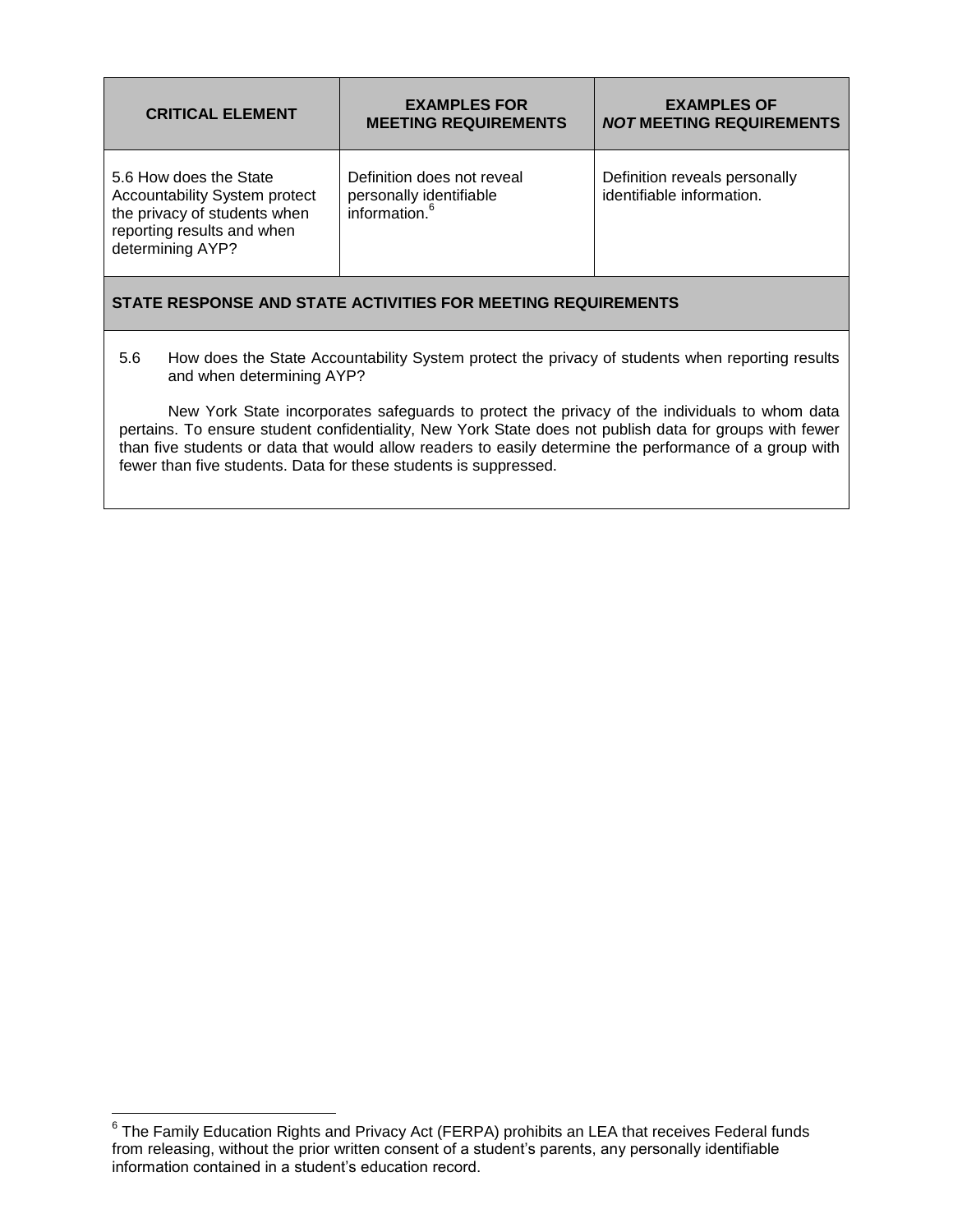| CRITICAL ELEMENT | EXAMPLES FOR MEETING REQUIREMENTS | EXAMPLES OF *NOT* MEETING REQUIREMENTS |
| --- | --- | --- |
| 5.6 How does the State Accountability System protect the privacy of students when reporting results and when determining AYP? | Definition does not reveal personally identifiable information.[6] | Definition reveals personally identifiable information. |

**STATE RESPONSE AND STATE ACTIVITIES FOR MEETING REQUIREMENTS**

5.6 How does the State Accountability System protect the privacy of students when reporting results and when determining AYP?

New York State incorporates safeguards to protect the privacy of the individuals to whom data pertains. To ensure student confidentiality, New York State does not publish data for groups with fewer than five students or data that would allow readers to easily determine the performance of a group with fewer than five students. Data for these students is suppressed.

---

[6] The Family Education Rights and Privacy Act (FERPA) prohibits an LEA that receives Federal funds from releasing, without the prior written consent of a student's parents, any personally identifiable information contained in a student's education record.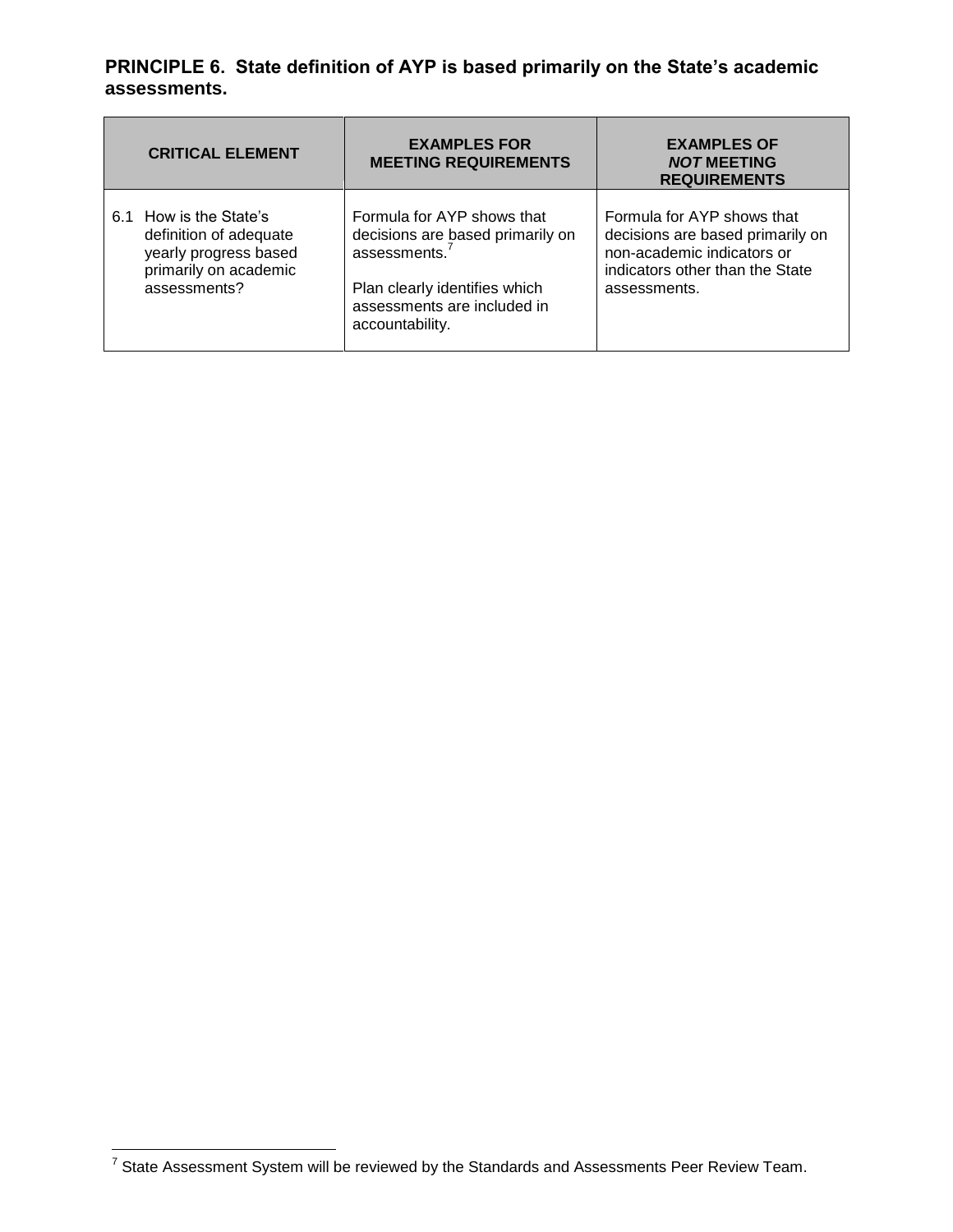**PRINCIPLE 6. State definition of AYP is based primarily on the State's academic assessments.**

| CRITICAL ELEMENT | EXAMPLES FOR MEETING REQUIREMENTS | EXAMPLES OF *NOT* MEETING REQUIREMENTS |
|---|---|---|
| 6.1 How is the State's definition of adequate yearly progress based primarily on academic assessments? | Formula for AYP shows that decisions are based primarily on assessments.[7]<br><br>Plan clearly identifies which assessments are included in accountability. | Formula for AYP shows that decisions are based primarily on non-academic indicators or indicators other than the State assessments. |

[7] State Assessment System will be reviewed by the Standards and Assessments Peer Review Team.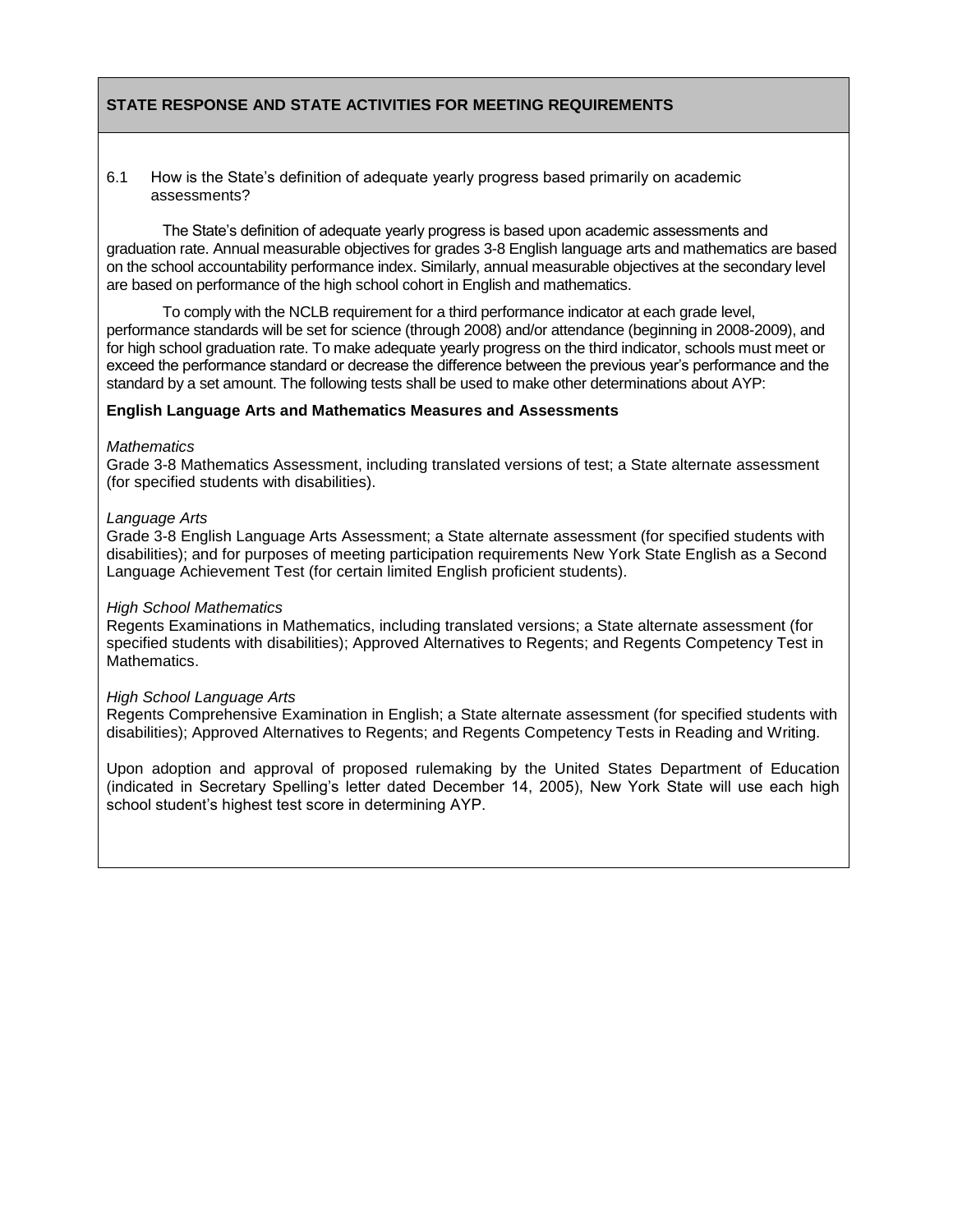## STATE RESPONSE AND STATE ACTIVITIES FOR MEETING REQUIREMENTS

6.1 How is the State's definition of adequate yearly progress based primarily on academic assessments?

The State's definition of adequate yearly progress is based upon academic assessments and graduation rate. Annual measurable objectives for grades 3-8 English language arts and mathematics are based on the school accountability performance index. Similarly, annual measurable objectives at the secondary level are based on performance of the high school cohort in English and mathematics.

To comply with the NCLB requirement for a third performance indicator at each grade level, performance standards will be set for science (through 2008) and/or attendance (beginning in 2008-2009), and for high school graduation rate. To make adequate yearly progress on the third indicator, schools must meet or exceed the performance standard or decrease the difference between the previous year's performance and the standard by a set amount. The following tests shall be used to make other determinations about AYP:

**English Language Arts and Mathematics Measures and Assessments**

*Mathematics*
Grade 3-8 Mathematics Assessment, including translated versions of test; a State alternate assessment (for specified students with disabilities).

*Language Arts*
Grade 3-8 English Language Arts Assessment; a State alternate assessment (for specified students with disabilities); and for purposes of meeting participation requirements New York State English as a Second Language Achievement Test (for certain limited English proficient students).

*High School Mathematics*
Regents Examinations in Mathematics, including translated versions; a State alternate assessment (for specified students with disabilities); Approved Alternatives to Regents; and Regents Competency Test in Mathematics.

*High School Language Arts*
Regents Comprehensive Examination in English; a State alternate assessment (for specified students with disabilities); Approved Alternatives to Regents; and Regents Competency Tests in Reading and Writing.

Upon adoption and approval of proposed rulemaking by the United States Department of Education (indicated in Secretary Spelling's letter dated December 14, 2005), New York State will use each high school student's highest test score in determining AYP.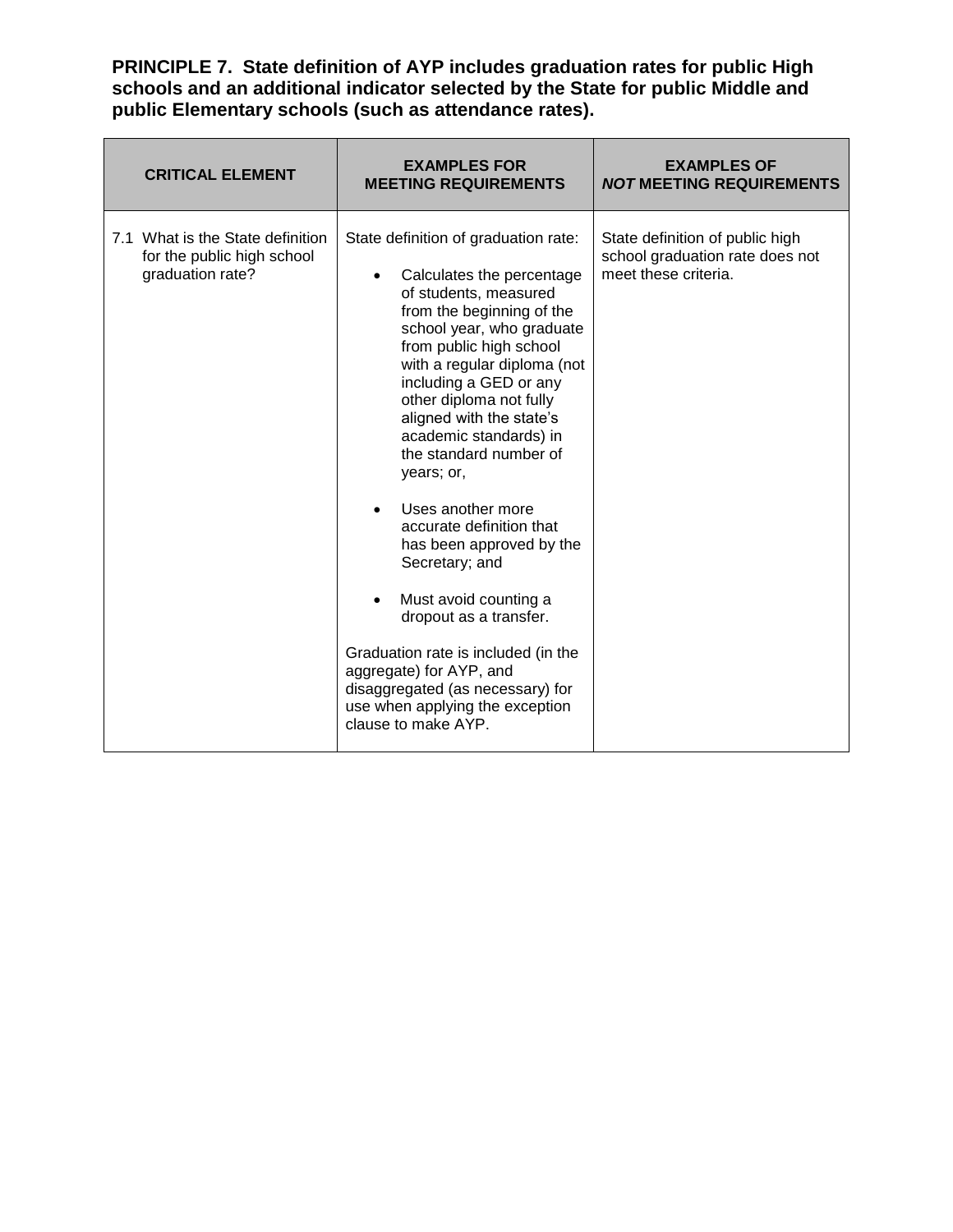**PRINCIPLE 7. State definition of AYP includes graduation rates for public High schools and an additional indicator selected by the State for public Middle and public Elementary schools (such as attendance rates).**

| CRITICAL ELEMENT | EXAMPLES FOR MEETING REQUIREMENTS | EXAMPLES OF *NOT* MEETING REQUIREMENTS |
|---|---|---|
| 7.1 What is the State definition for the public high school graduation rate? | State definition of graduation rate:<br><br>• Calculates the percentage of students, measured from the beginning of the school year, who graduate from public high school with a regular diploma (not including a GED or any other diploma not fully aligned with the state's academic standards) in the standard number of years; or,<br><br>• Uses another more accurate definition that has been approved by the Secretary; and<br><br>• Must avoid counting a dropout as a transfer.<br><br>Graduation rate is included (in the aggregate) for AYP, and disaggregated (as necessary) for use when applying the exception clause to make AYP. | State definition of public high school graduation rate does not meet these criteria. |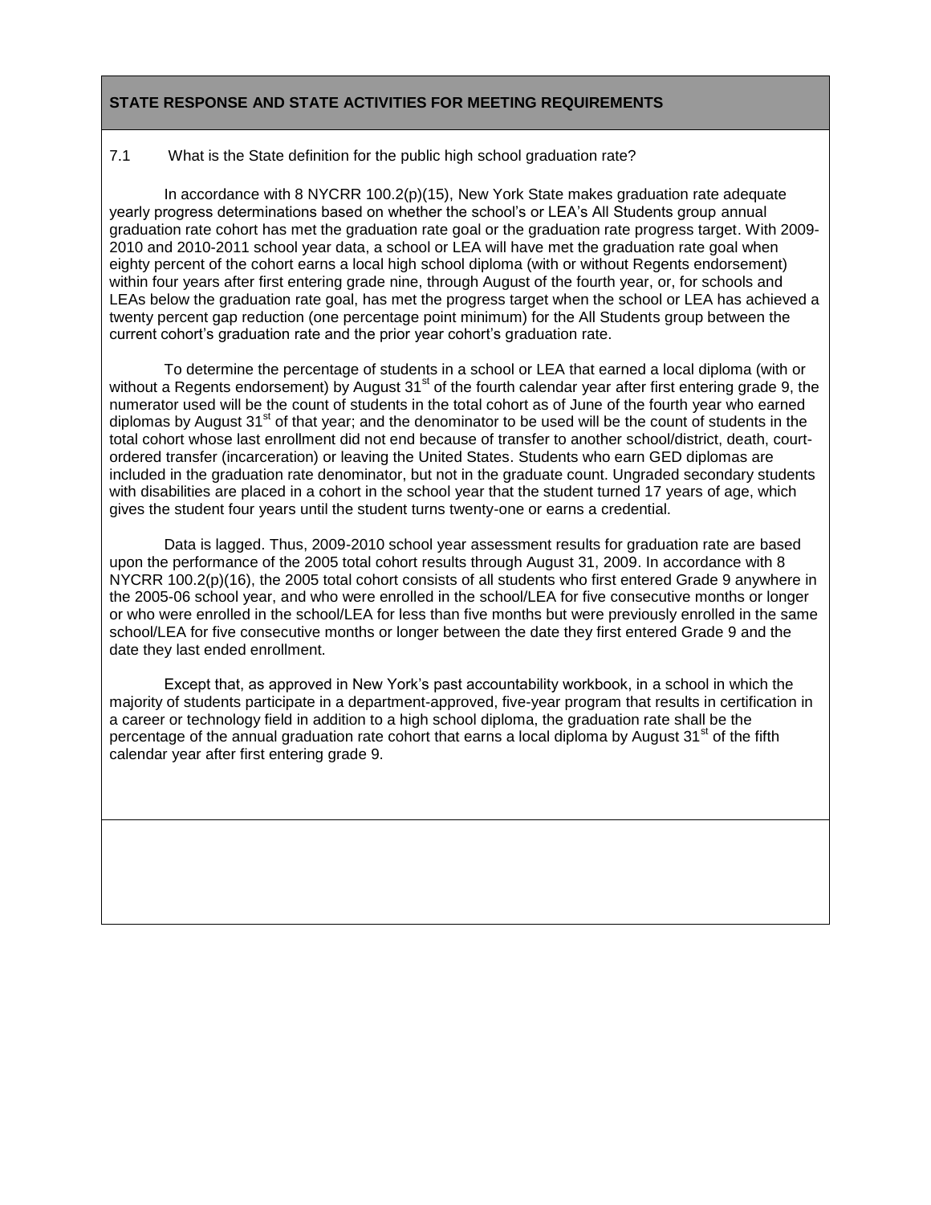**STATE RESPONSE AND STATE ACTIVITIES FOR MEETING REQUIREMENTS**

7.1 What is the State definition for the public high school graduation rate?

In accordance with 8 NYCRR 100.2(p)(15), New York State makes graduation rate adequate yearly progress determinations based on whether the school's or LEA's All Students group annual graduation rate cohort has met the graduation rate goal or the graduation rate progress target. With 2009-2010 and 2010-2011 school year data, a school or LEA will have met the graduation rate goal when eighty percent of the cohort earns a local high school diploma (with or without Regents endorsement) within four years after first entering grade nine, through August of the fourth year, or, for schools and LEAs below the graduation rate goal, has met the progress target when the school or LEA has achieved a twenty percent gap reduction (one percentage point minimum) for the All Students group between the current cohort's graduation rate and the prior year cohort's graduation rate.

To determine the percentage of students in a school or LEA that earned a local diploma (with or without a Regents endorsement) by August 31st of the fourth calendar year after first entering grade 9, the numerator used will be the count of students in the total cohort as of June of the fourth year who earned diplomas by August 31st of that year; and the denominator to be used will be the count of students in the total cohort whose last enrollment did not end because of transfer to another school/district, death, court-ordered transfer (incarceration) or leaving the United States. Students who earn GED diplomas are included in the graduation rate denominator, but not in the graduate count. Ungraded secondary students with disabilities are placed in a cohort in the school year that the student turned 17 years of age, which gives the student four years until the student turns twenty-one or earns a credential.

Data is lagged. Thus, 2009-2010 school year assessment results for graduation rate are based upon the performance of the 2005 total cohort results through August 31, 2009. In accordance with 8 NYCRR 100.2(p)(16), the 2005 total cohort consists of all students who first entered Grade 9 anywhere in the 2005-06 school year, and who were enrolled in the school/LEA for five consecutive months or longer or who were enrolled in the school/LEA for less than five months but were previously enrolled in the same school/LEA for five consecutive months or longer between the date they first entered Grade 9 and the date they last ended enrollment.

Except that, as approved in New York's past accountability workbook, in a school in which the majority of students participate in a department-approved, five-year program that results in certification in a career or technology field in addition to a high school diploma, the graduation rate shall be the percentage of the annual graduation rate cohort that earns a local diploma by August 31st of the fifth calendar year after first entering grade 9.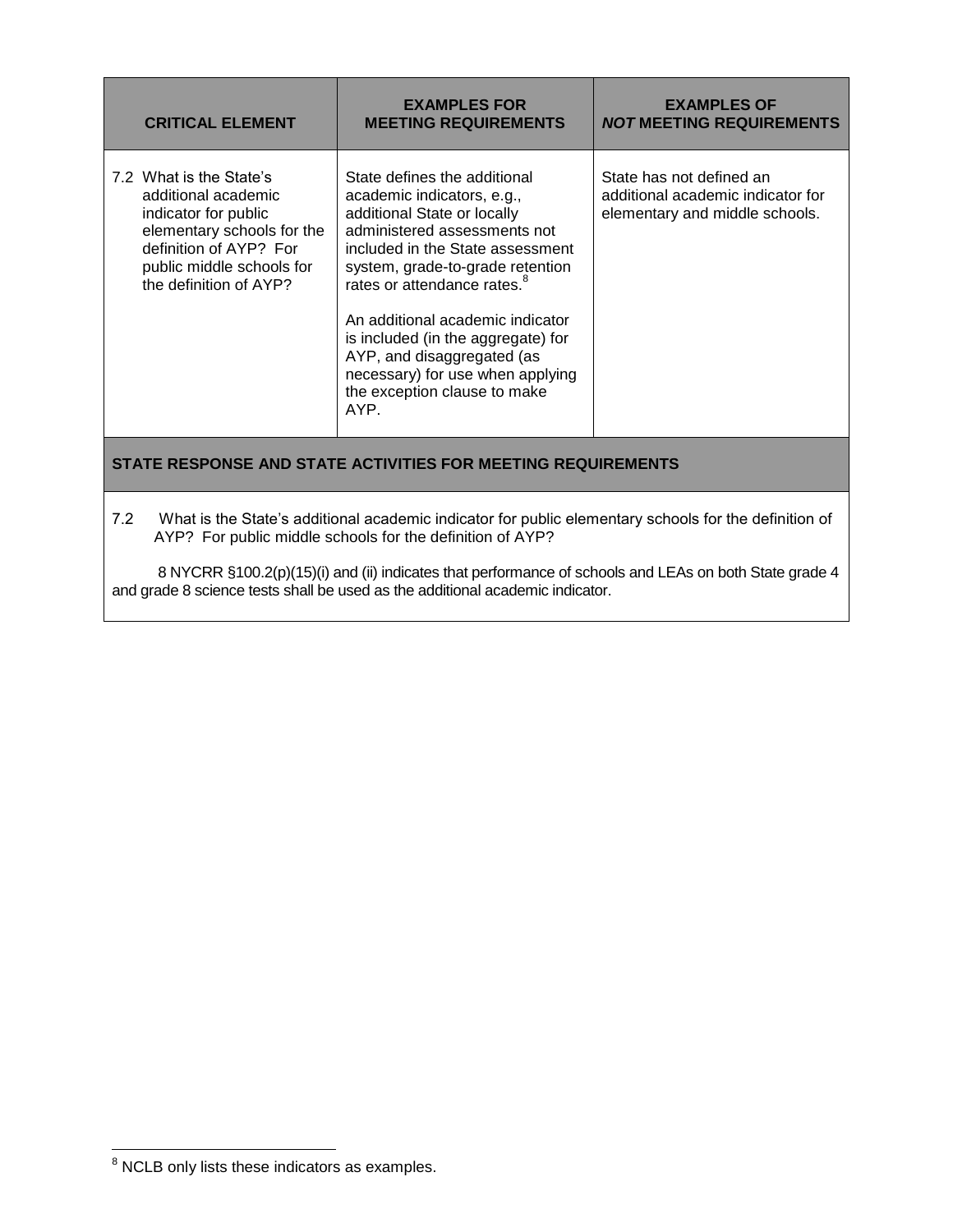| CRITICAL ELEMENT | EXAMPLES FOR MEETING REQUIREMENTS | EXAMPLES OF *NOT* MEETING REQUIREMENTS |
|---|---|---|
| 7.2 What is the State's additional academic indicator for public elementary schools for the definition of AYP? For public middle schools for the definition of AYP? | State defines the additional academic indicators, e.g., additional State or locally administered assessments not included in the State assessment system, grade-to-grade retention rates or attendance rates.[8]<br><br>An additional academic indicator is included (in the aggregate) for AYP, and disaggregated (as necessary) for use when applying the exception clause to make AYP. | State has not defined an additional academic indicator for elementary and middle schools. |

**STATE RESPONSE AND STATE ACTIVITIES FOR MEETING REQUIREMENTS**

7.2 What is the State's additional academic indicator for public elementary schools for the definition of AYP? For public middle schools for the definition of AYP?

8 NYCRR §100.2(p)(15)(i) and (ii) indicates that performance of schools and LEAs on both State grade 4 and grade 8 science tests shall be used as the additional academic indicator.

[8] NCLB only lists these indicators as examples.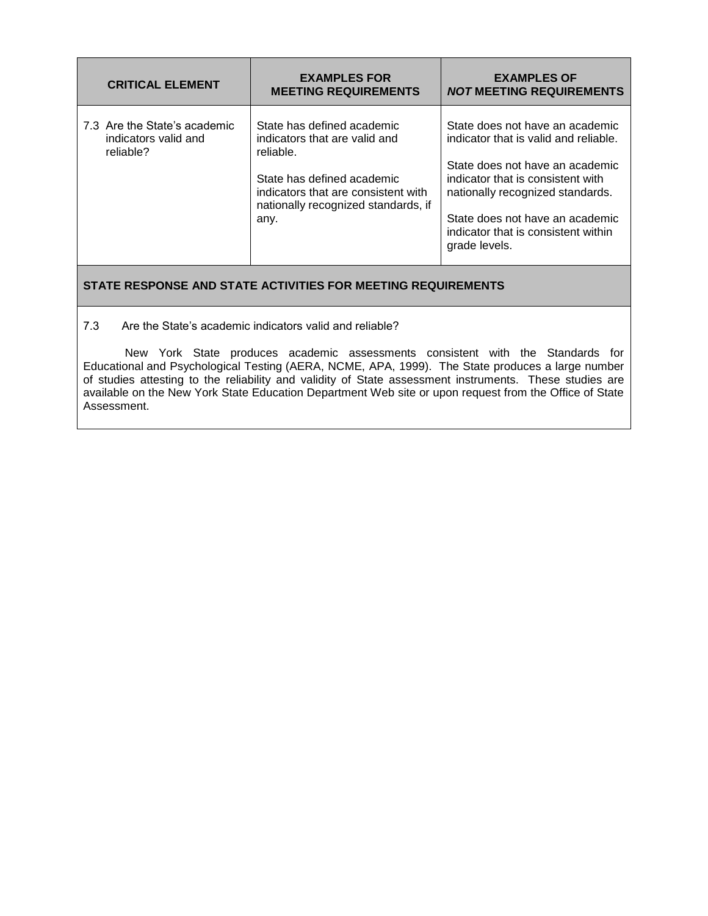| CRITICAL ELEMENT | EXAMPLES FOR MEETING REQUIREMENTS | EXAMPLES OF *NOT* MEETING REQUIREMENTS |
|---|---|---|
| 7.3 Are the State's academic indicators valid and reliable? | State has defined academic indicators that are valid and reliable.<br><br>State has defined academic indicators that are consistent with nationally recognized standards, if any. | State does not have an academic indicator that is valid and reliable.<br><br>State does not have an academic indicator that is consistent with nationally recognized standards.<br><br>State does not have an academic indicator that is consistent within grade levels. |

**STATE RESPONSE AND STATE ACTIVITIES FOR MEETING REQUIREMENTS**

7.3 Are the State's academic indicators valid and reliable?

New York State produces academic assessments consistent with the Standards for Educational and Psychological Testing (AERA, NCME, APA, 1999). The State produces a large number of studies attesting to the reliability and validity of State assessment instruments. These studies are available on the New York State Education Department Web site or upon request from the Office of State Assessment.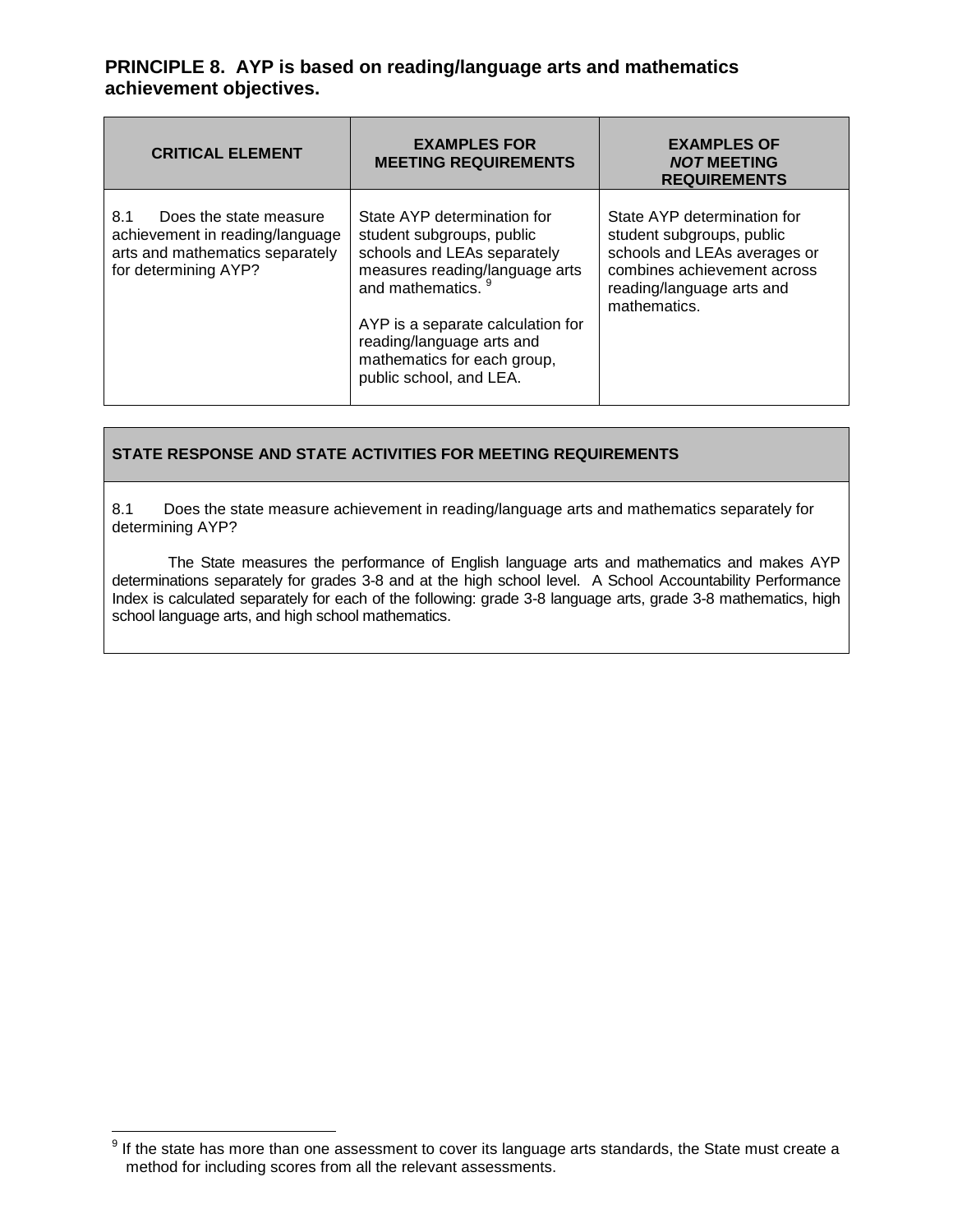## PRINCIPLE 8. AYP is based on reading/language arts and mathematics achievement objectives.

| CRITICAL ELEMENT | EXAMPLES FOR MEETING REQUIREMENTS | EXAMPLES OF ***NOT*** MEETING REQUIREMENTS |
|---|---|---|
| 8.1 Does the state measure achievement in reading/language arts and mathematics separately for determining AYP? | State AYP determination for student subgroups, public schools and LEAs separately measures reading/language arts and mathematics. [9]<br><br>AYP is a separate calculation for reading/language arts and mathematics for each group, public school, and LEA. | State AYP determination for student subgroups, public schools and LEAs averages or combines achievement across reading/language arts and mathematics. |

| STATE RESPONSE AND STATE ACTIVITIES FOR MEETING REQUIREMENTS |
|---|
| 8.1 Does the state measure achievement in reading/language arts and mathematics separately for determining AYP?<br><br>The State measures the performance of English language arts and mathematics and makes AYP determinations separately for grades 3-8 and at the high school level. A School Accountability Performance Index is calculated separately for each of the following: grade 3-8 language arts, grade 3-8 mathematics, high school language arts, and high school mathematics. |

[9] If the state has more than one assessment to cover its language arts standards, the State must create a method for including scores from all the relevant assessments.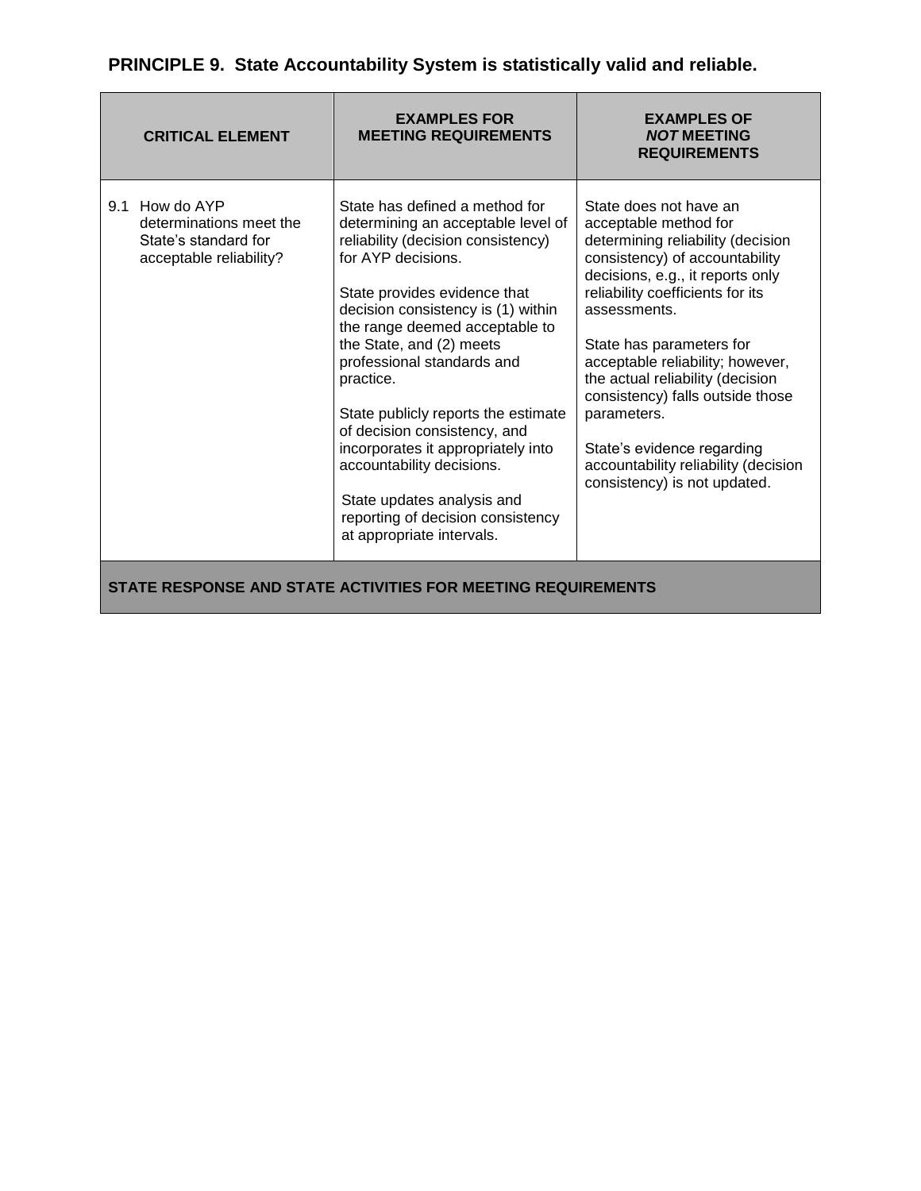## PRINCIPLE 9. State Accountability System is statistically valid and reliable.

| CRITICAL ELEMENT | EXAMPLES FOR MEETING REQUIREMENTS | EXAMPLES OF *NOT* MEETING REQUIREMENTS |
|---|---|---|
| 9.1 How do AYP determinations meet the State's standard for acceptable reliability? | State has defined a method for determining an acceptable level of reliability (decision consistency) for AYP decisions.<br><br>State provides evidence that decision consistency is (1) within the range deemed acceptable to the State, and (2) meets professional standards and practice.<br><br>State publicly reports the estimate of decision consistency, and incorporates it appropriately into accountability decisions.<br><br>State updates analysis and reporting of decision consistency at appropriate intervals. | State does not have an acceptable method for determining reliability (decision consistency) of accountability decisions, e.g., it reports only reliability coefficients for its assessments.<br><br>State has parameters for acceptable reliability; however, the actual reliability (decision consistency) falls outside those parameters.<br><br>State's evidence regarding accountability reliability (decision consistency) is not updated. |
| **STATE RESPONSE AND STATE ACTIVITIES FOR MEETING REQUIREMENTS** | | |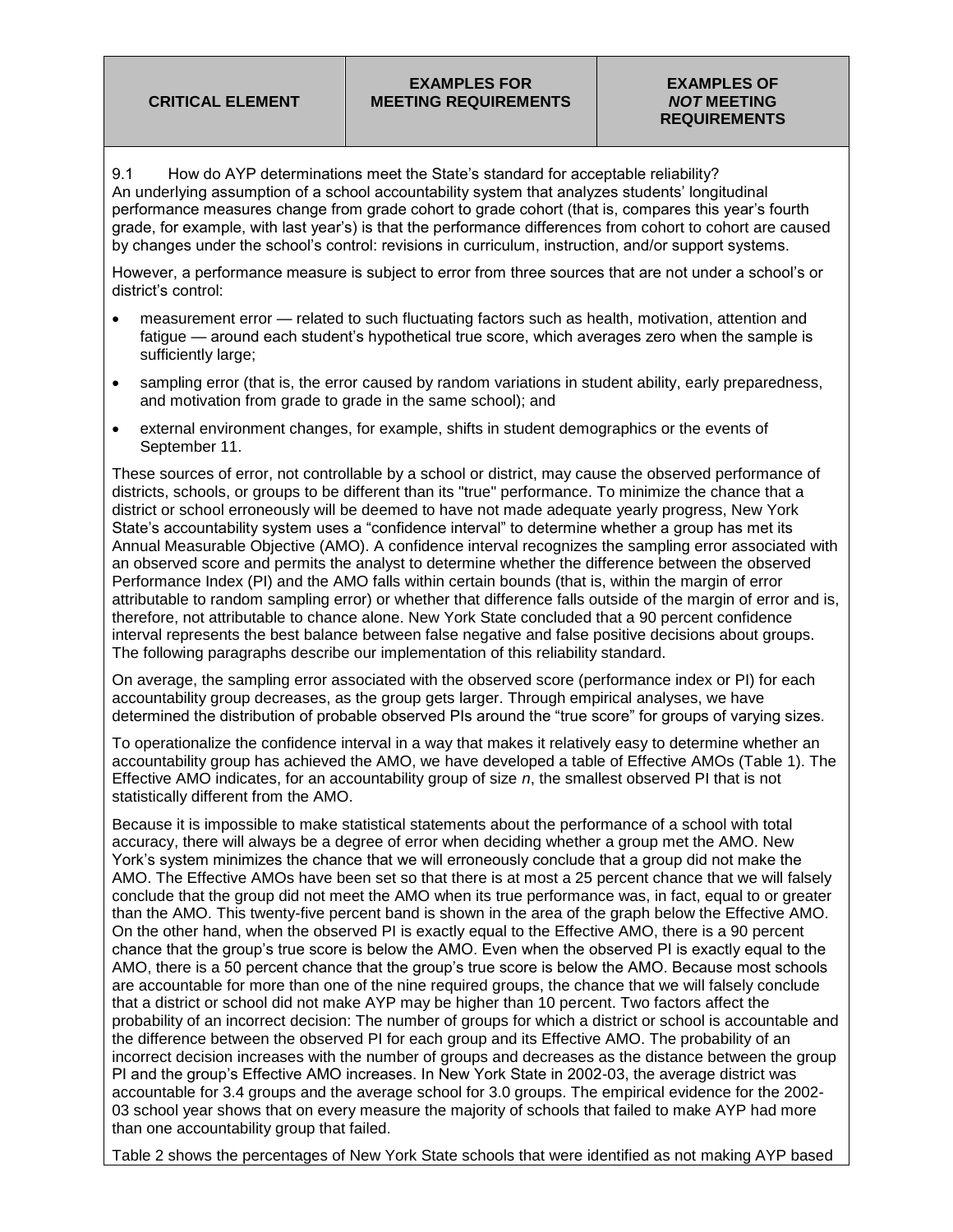| CRITICAL ELEMENT | EXAMPLES FOR MEETING REQUIREMENTS | EXAMPLES OF *NOT* MEETING REQUIREMENTS |
|---|---|---|

9.1 How do AYP determinations meet the State's standard for acceptable reliability?
An underlying assumption of a school accountability system that analyzes students' longitudinal performance measures change from grade cohort to grade cohort (that is, compares this year's fourth grade, for example, with last year's) is that the performance differences from cohort to cohort are caused by changes under the school's control: revisions in curriculum, instruction, and/or support systems.

However, a performance measure is subject to error from three sources that are not under a school's or district's control:

- measurement error — related to such fluctuating factors such as health, motivation, attention and fatigue — around each student's hypothetical true score, which averages zero when the sample is sufficiently large;
- sampling error (that is, the error caused by random variations in student ability, early preparedness, and motivation from grade to grade in the same school); and
- external environment changes, for example, shifts in student demographics or the events of September 11.

These sources of error, not controllable by a school or district, may cause the observed performance of districts, schools, or groups to be different than its "true" performance. To minimize the chance that a district or school erroneously will be deemed to have not made adequate yearly progress, New York State's accountability system uses a "confidence interval" to determine whether a group has met its Annual Measurable Objective (AMO). A confidence interval recognizes the sampling error associated with an observed score and permits the analyst to determine whether the difference between the observed Performance Index (PI) and the AMO falls within certain bounds (that is, within the margin of error attributable to random sampling error) or whether that difference falls outside of the margin of error and is, therefore, not attributable to chance alone. New York State concluded that a 90 percent confidence interval represents the best balance between false negative and false positive decisions about groups. The following paragraphs describe our implementation of this reliability standard.

On average, the sampling error associated with the observed score (performance index or PI) for each accountability group decreases, as the group gets larger. Through empirical analyses, we have determined the distribution of probable observed PIs around the "true score" for groups of varying sizes.

To operationalize the confidence interval in a way that makes it relatively easy to determine whether an accountability group has achieved the AMO, we have developed a table of Effective AMOs (Table 1). The Effective AMO indicates, for an accountability group of size *n*, the smallest observed PI that is not statistically different from the AMO.

Because it is impossible to make statistical statements about the performance of a school with total accuracy, there will always be a degree of error when deciding whether a group met the AMO. New York's system minimizes the chance that we will erroneously conclude that a group did not make the AMO. The Effective AMOs have been set so that there is at most a 25 percent chance that we will falsely conclude that the group did not meet the AMO when its true performance was, in fact, equal to or greater than the AMO. This twenty-five percent band is shown in the area of the graph below the Effective AMO. On the other hand, when the observed PI is exactly equal to the Effective AMO, there is a 90 percent chance that the group's true score is below the AMO. Even when the observed PI is exactly equal to the AMO, there is a 50 percent chance that the group's true score is below the AMO. Because most schools are accountable for more than one of the nine required groups, the chance that we will falsely conclude that a district or school did not make AYP may be higher than 10 percent. Two factors affect the probability of an incorrect decision: The number of groups for which a district or school is accountable and the difference between the observed PI for each group and its Effective AMO. The probability of an incorrect decision increases with the number of groups and decreases as the distance between the group PI and the group's Effective AMO increases. In New York State in 2002-03, the average district was accountable for 3.4 groups and the average school for 3.0 groups. The empirical evidence for the 2002-03 school year shows that on every measure the majority of schools that failed to make AYP had more than one accountability group that failed.

Table 2 shows the percentages of New York State schools that were identified as not making AYP based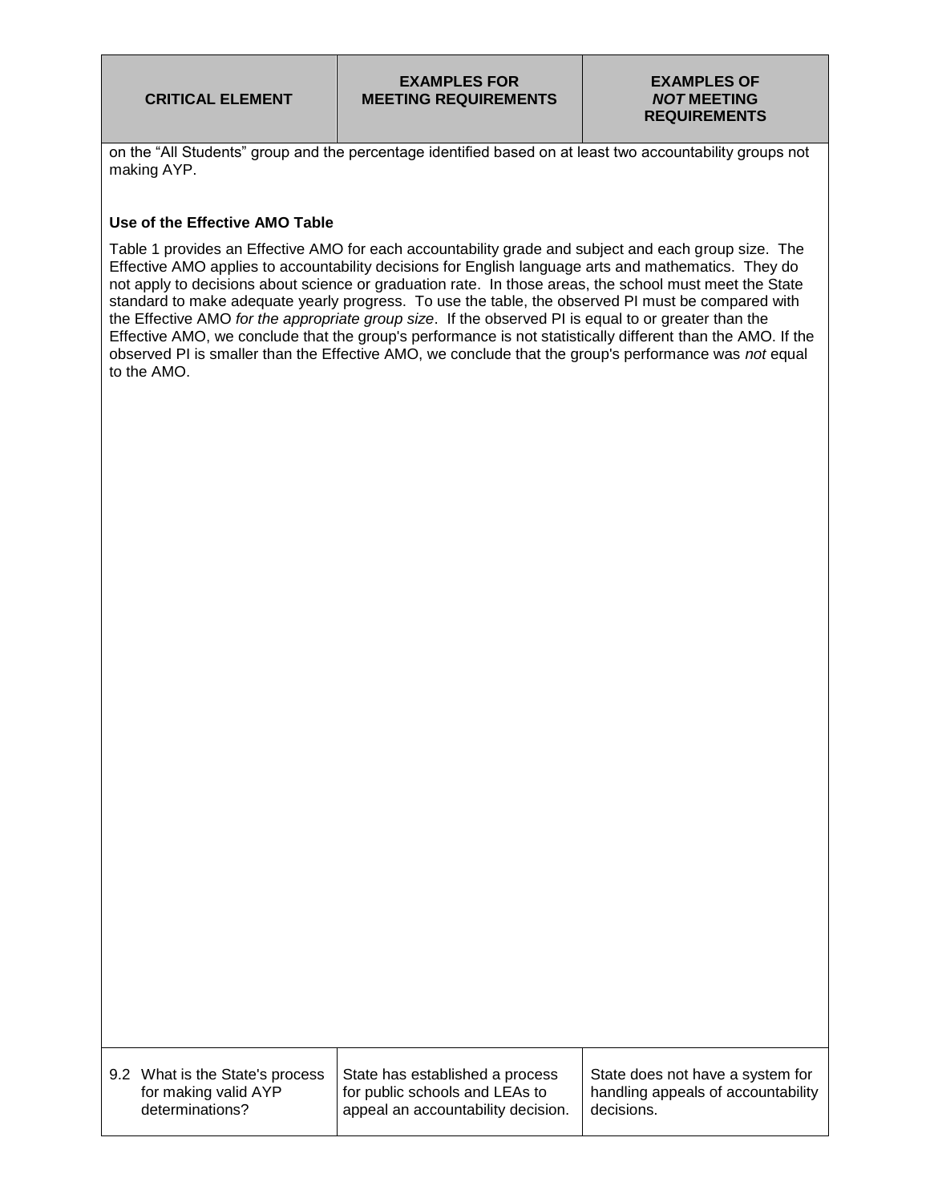| CRITICAL ELEMENT | EXAMPLES FOR MEETING REQUIREMENTS | EXAMPLES OF *NOT* MEETING REQUIREMENTS |
|---|---|---|

on the "All Students" group and the percentage identified based on at least two accountability groups not making AYP.

**Use of the Effective AMO Table**

Table 1 provides an Effective AMO for each accountability grade and subject and each group size. The Effective AMO applies to accountability decisions for English language arts and mathematics. They do not apply to decisions about science or graduation rate. In those areas, the school must meet the State standard to make adequate yearly progress. To use the table, the observed PI must be compared with the Effective AMO *for the appropriate group size*. If the observed PI is equal to or greater than the Effective AMO, we conclude that the group's performance is not statistically different than the AMO. If the observed PI is smaller than the Effective AMO, we conclude that the group's performance was *not* equal to the AMO.

| CRITICAL ELEMENT | EXAMPLES FOR MEETING REQUIREMENTS | EXAMPLES OF *NOT* MEETING REQUIREMENTS |
|---|---|---|
| 9.2 What is the State's process for making valid AYP determinations? | State has established a process for public schools and LEAs to appeal an accountability decision. | State does not have a system for handling appeals of accountability decisions. |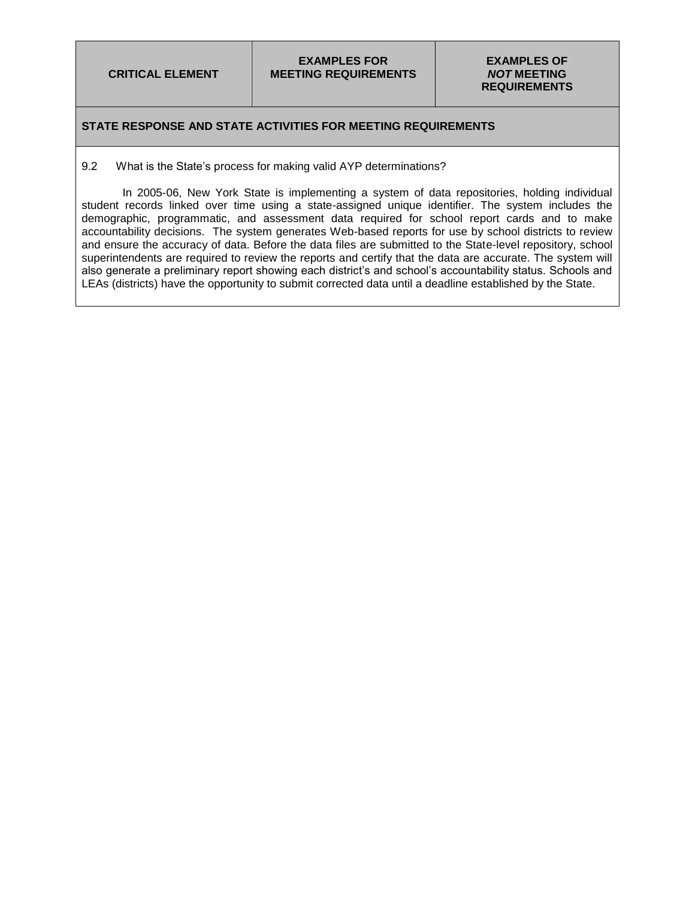| CRITICAL ELEMENT | EXAMPLES FOR MEETING REQUIREMENTS | EXAMPLES OF *NOT* MEETING REQUIREMENTS |
|---|---|---|

**STATE RESPONSE AND STATE ACTIVITIES FOR MEETING REQUIREMENTS**

9.2 What is the State's process for making valid AYP determinations?

In 2005-06, New York State is implementing a system of data repositories, holding individual student records linked over time using a state-assigned unique identifier. The system includes the demographic, programmatic, and assessment data required for school report cards and to make accountability decisions. The system generates Web-based reports for use by school districts to review and ensure the accuracy of data. Before the data files are submitted to the State-level repository, school superintendents are required to review the reports and certify that the data are accurate. The system will also generate a preliminary report showing each district's and school's accountability status. Schools and LEAs (districts) have the opportunity to submit corrected data until a deadline established by the State.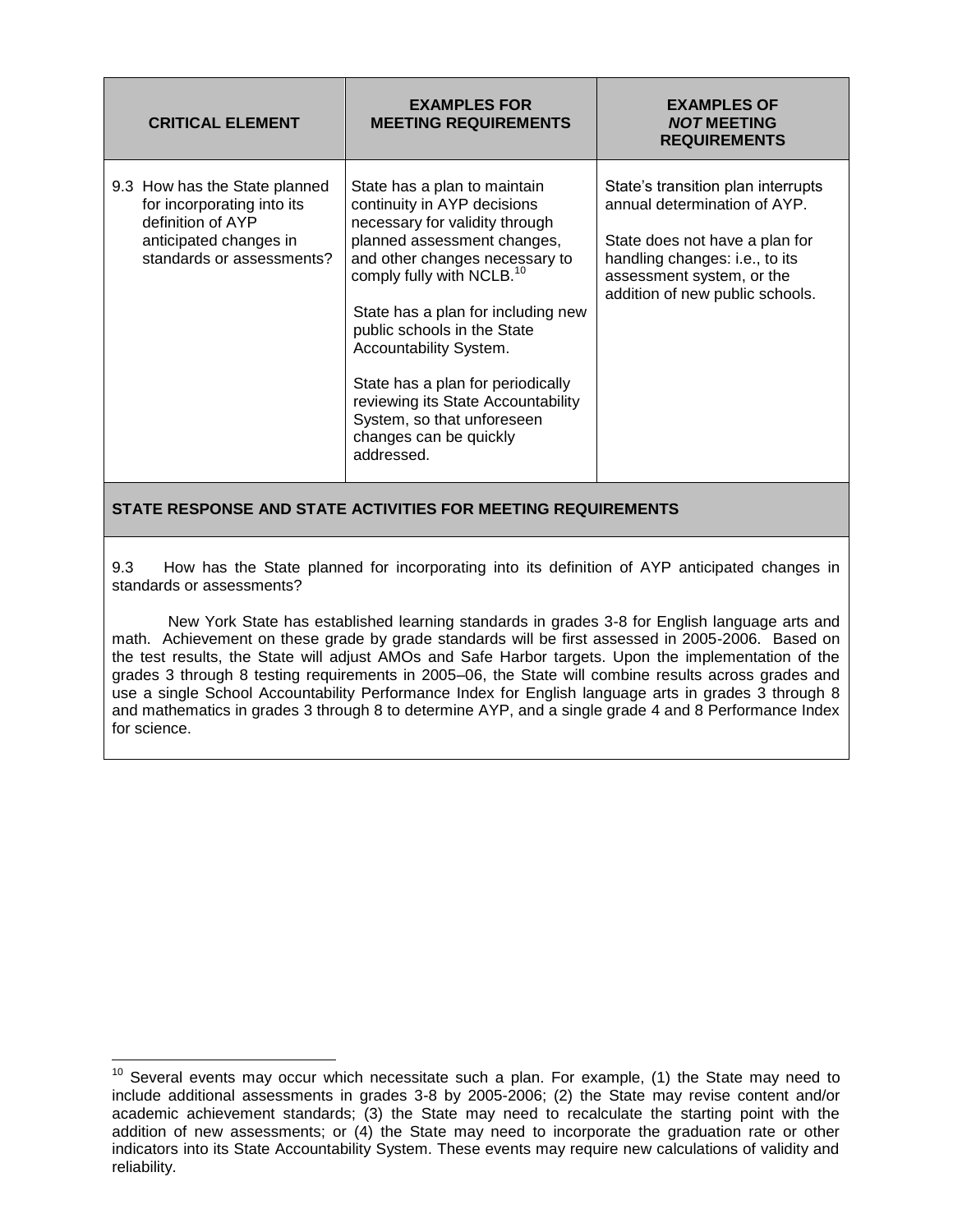| CRITICAL ELEMENT | EXAMPLES FOR MEETING REQUIREMENTS | EXAMPLES OF ***NOT*** MEETING REQUIREMENTS |
|---|---|---|
| 9.3 How has the State planned for incorporating into its definition of AYP anticipated changes in standards or assessments? | State has a plan to maintain continuity in AYP decisions necessary for validity through planned assessment changes, and other changes necessary to comply fully with NCLB.[10]<br><br>State has a plan for including new public schools in the State Accountability System.<br><br>State has a plan for periodically reviewing its State Accountability System, so that unforeseen changes can be quickly addressed. | State's transition plan interrupts annual determination of AYP.<br><br>State does not have a plan for handling changes: i.e., to its assessment system, or the addition of new public schools. |

**STATE RESPONSE AND STATE ACTIVITIES FOR MEETING REQUIREMENTS**

9.3 How has the State planned for incorporating into its definition of AYP anticipated changes in standards or assessments?

New York State has established learning standards in grades 3-8 for English language arts and math. Achievement on these grade by grade standards will be first assessed in 2005-2006. Based on the test results, the State will adjust AMOs and Safe Harbor targets. Upon the implementation of the grades 3 through 8 testing requirements in 2005–06, the State will combine results across grades and use a single School Accountability Performance Index for English language arts in grades 3 through 8 and mathematics in grades 3 through 8 to determine AYP, and a single grade 4 and 8 Performance Index for science.

[10] Several events may occur which necessitate such a plan. For example, (1) the State may need to include additional assessments in grades 3-8 by 2005-2006; (2) the State may revise content and/or academic achievement standards; (3) the State may need to recalculate the starting point with the addition of new assessments; or (4) the State may need to incorporate the graduation rate or other indicators into its State Accountability System. These events may require new calculations of validity and reliability.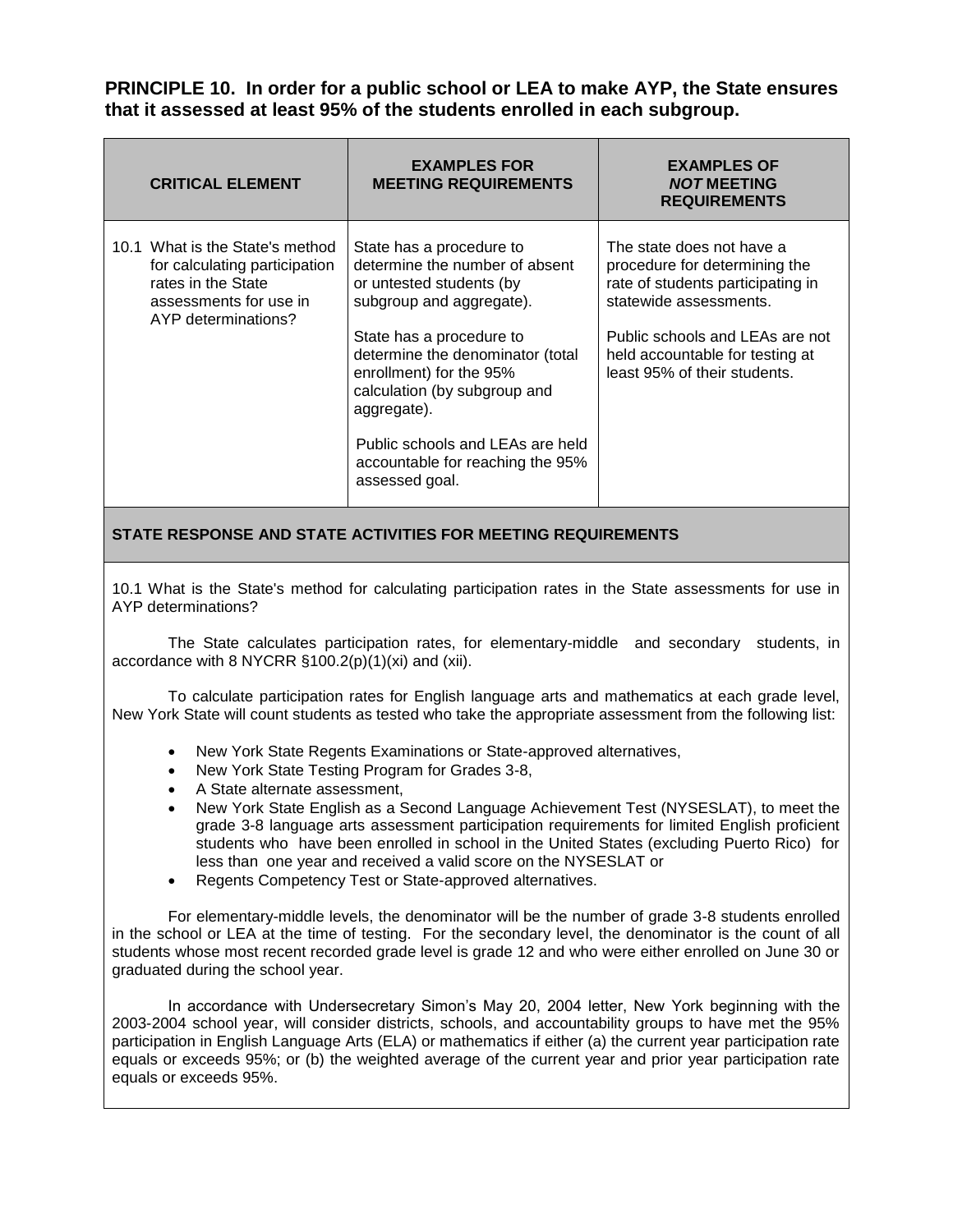**PRINCIPLE 10. In order for a public school or LEA to make AYP, the State ensures that it assessed at least 95% of the students enrolled in each subgroup.**

| CRITICAL ELEMENT | EXAMPLES FOR MEETING REQUIREMENTS | EXAMPLES OF *NOT* MEETING REQUIREMENTS |
|---|---|---|
| 10.1 What is the State's method for calculating participation rates in the State assessments for use in AYP determinations? | State has a procedure to determine the number of absent or untested students (by subgroup and aggregate).<br><br>State has a procedure to determine the denominator (total enrollment) for the 95% calculation (by subgroup and aggregate).<br><br>Public schools and LEAs are held accountable for reaching the 95% assessed goal. | The state does not have a procedure for determining the rate of students participating in statewide assessments.<br><br>Public schools and LEAs are not held accountable for testing at least 95% of their students. |

**STATE RESPONSE AND STATE ACTIVITIES FOR MEETING REQUIREMENTS**

10.1 What is the State's method for calculating participation rates in the State assessments for use in AYP determinations?

The State calculates participation rates, for elementary-middle and secondary students, in accordance with 8 NYCRR §100.2(p)(1)(xi) and (xii).

To calculate participation rates for English language arts and mathematics at each grade level, New York State will count students as tested who take the appropriate assessment from the following list:

- New York State Regents Examinations or State-approved alternatives,
- New York State Testing Program for Grades 3-8,
- A State alternate assessment,
- New York State English as a Second Language Achievement Test (NYSESLAT), to meet the grade 3-8 language arts assessment participation requirements for limited English proficient students who have been enrolled in school in the United States (excluding Puerto Rico) for less than one year and received a valid score on the NYSESLAT or
- Regents Competency Test or State-approved alternatives.

For elementary-middle levels, the denominator will be the number of grade 3-8 students enrolled in the school or LEA at the time of testing. For the secondary level, the denominator is the count of all students whose most recent recorded grade level is grade 12 and who were either enrolled on June 30 or graduated during the school year.

In accordance with Undersecretary Simon's May 20, 2004 letter, New York beginning with the 2003-2004 school year, will consider districts, schools, and accountability groups to have met the 95% participation in English Language Arts (ELA) or mathematics if either (a) the current year participation rate equals or exceeds 95%; or (b) the weighted average of the current year and prior year participation rate equals or exceeds 95%.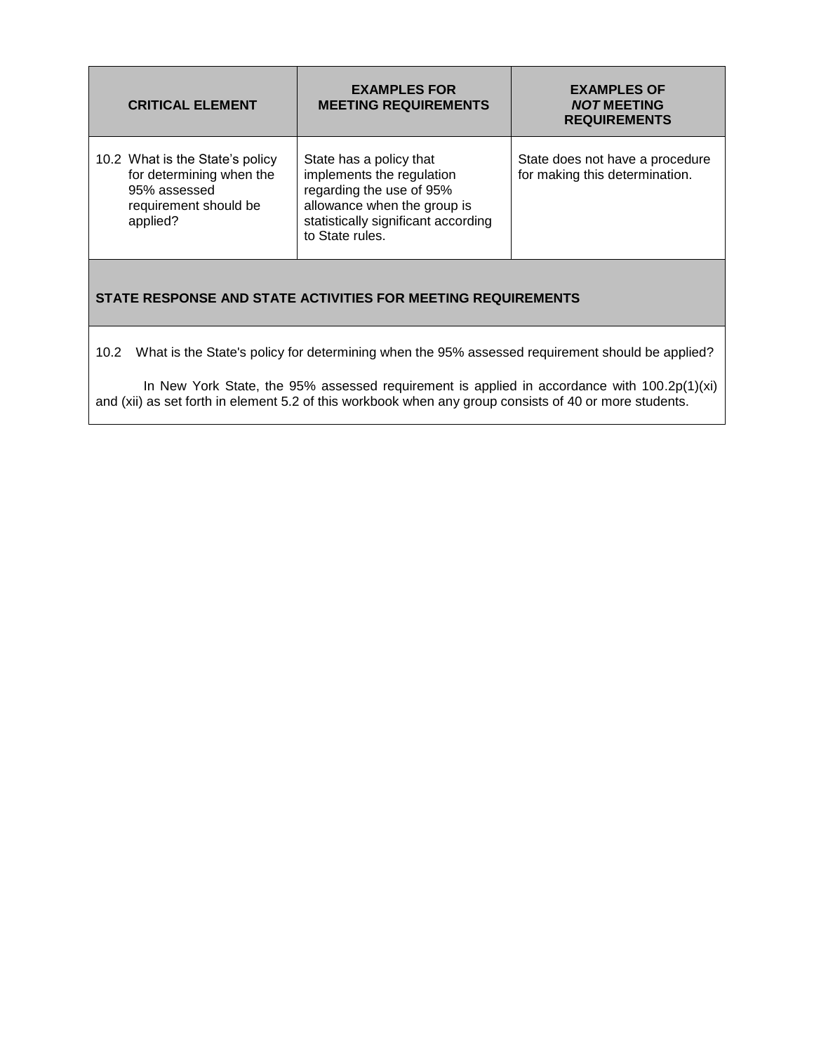| CRITICAL ELEMENT | EXAMPLES FOR MEETING REQUIREMENTS | EXAMPLES OF *NOT* MEETING REQUIREMENTS |
| --- | --- | --- |
| 10.2 What is the State's policy for determining when the 95% assessed requirement should be applied? | State has a policy that implements the regulation regarding the use of 95% allowance when the group is statistically significant according to State rules. | State does not have a procedure for making this determination. |

**STATE RESPONSE AND STATE ACTIVITIES FOR MEETING REQUIREMENTS**

10.2 What is the State's policy for determining when the 95% assessed requirement should be applied?

In New York State, the 95% assessed requirement is applied in accordance with 100.2p(1)(xi) and (xii) as set forth in element 5.2 of this workbook when any group consists of 40 or more students.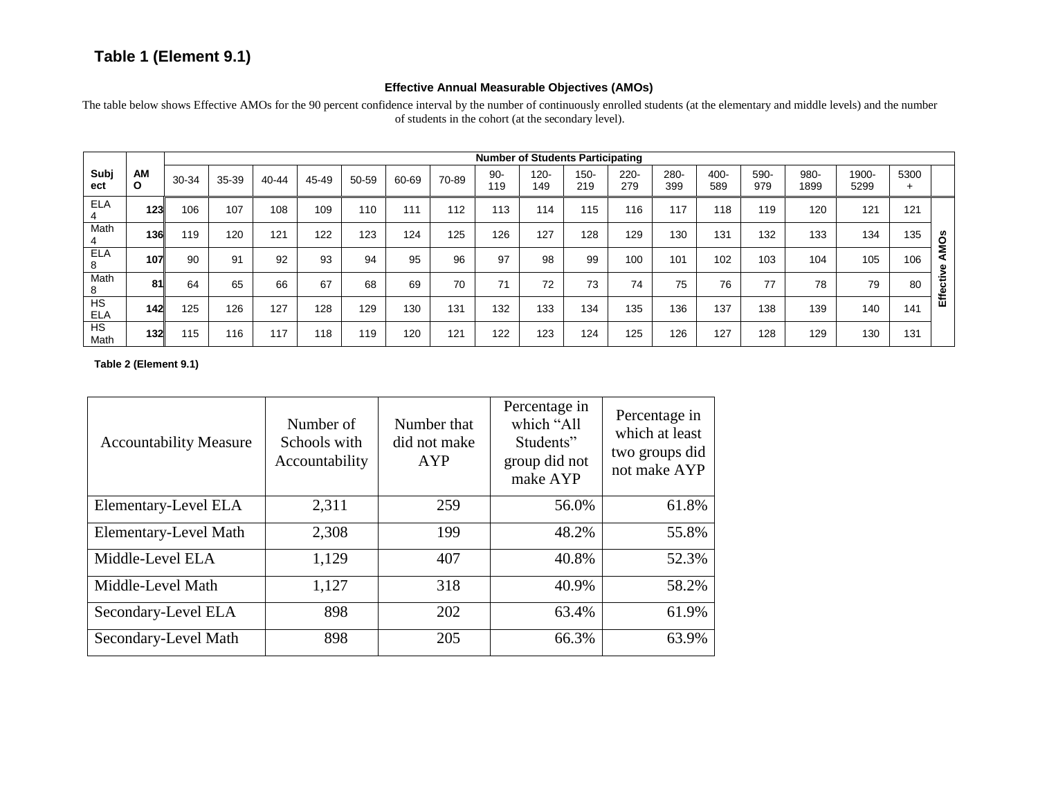## Table 1 (Element 9.1)

**Effective Annual Measurable Objectives (AMOs)**

The table below shows Effective AMOs for the 90 percent confidence interval by the number of continuously enrolled students (at the elementary and middle levels) and the number of students in the cohort (at the secondary level).

| Subject | AMO | Number of Students Participating | | | | | | | | | | | | | | | | | |
|---|---|---|---|---|---|---|---|---|---|---|---|---|---|---|---|---|---|---|---|
| | | 30-34 | 35-39 | 40-44 | 45-49 | 50-59 | 60-69 | 70-89 | 90-119 | 120-149 | 150-219 | 220-279 | 280-399 | 400-589 | 590-979 | 980-1899 | 1900-5299 | 5300 + | |
| ELA 4 | **123** | 106 | 107 | 108 | 109 | 110 | 111 | 112 | 113 | 114 | 115 | 116 | 117 | 118 | 119 | 120 | 121 | 121 | **Effective AMOs** |
| Math 4 | **136** | 119 | 120 | 121 | 122 | 123 | 124 | 125 | 126 | 127 | 128 | 129 | 130 | 131 | 132 | 133 | 134 | 135 | |
| ELA 8 | **107** | 90 | 91 | 92 | 93 | 94 | 95 | 96 | 97 | 98 | 99 | 100 | 101 | 102 | 103 | 104 | 105 | 106 | |
| Math 8 | **81** | 64 | 65 | 66 | 67 | 68 | 69 | 70 | 71 | 72 | 73 | 74 | 75 | 76 | 77 | 78 | 79 | 80 | |
| HS ELA | **142** | 125 | 126 | 127 | 128 | 129 | 130 | 131 | 132 | 133 | 134 | 135 | 136 | 137 | 138 | 139 | 140 | 141 | |
| HS Math | **132** | 115 | 116 | 117 | 118 | 119 | 120 | 121 | 122 | 123 | 124 | 125 | 126 | 127 | 128 | 129 | 130 | 131 | |

**Table 2 (Element 9.1)**

| Accountability Measure | Number of Schools with Accountability | Number that did not make AYP | Percentage in which "All Students" group did not make AYP | Percentage in which at least two groups did not make AYP |
|---|---|---|---|---|
| Elementary-Level ELA | 2,311 | 259 | 56.0% | 61.8% |
| Elementary-Level Math | 2,308 | 199 | 48.2% | 55.8% |
| Middle-Level ELA | 1,129 | 407 | 40.8% | 52.3% |
| Middle-Level Math | 1,127 | 318 | 40.9% | 58.2% |
| Secondary-Level ELA | 898 | 202 | 63.4% | 61.9% |
| Secondary-Level Math | 898 | 205 | 66.3% | 63.9% |